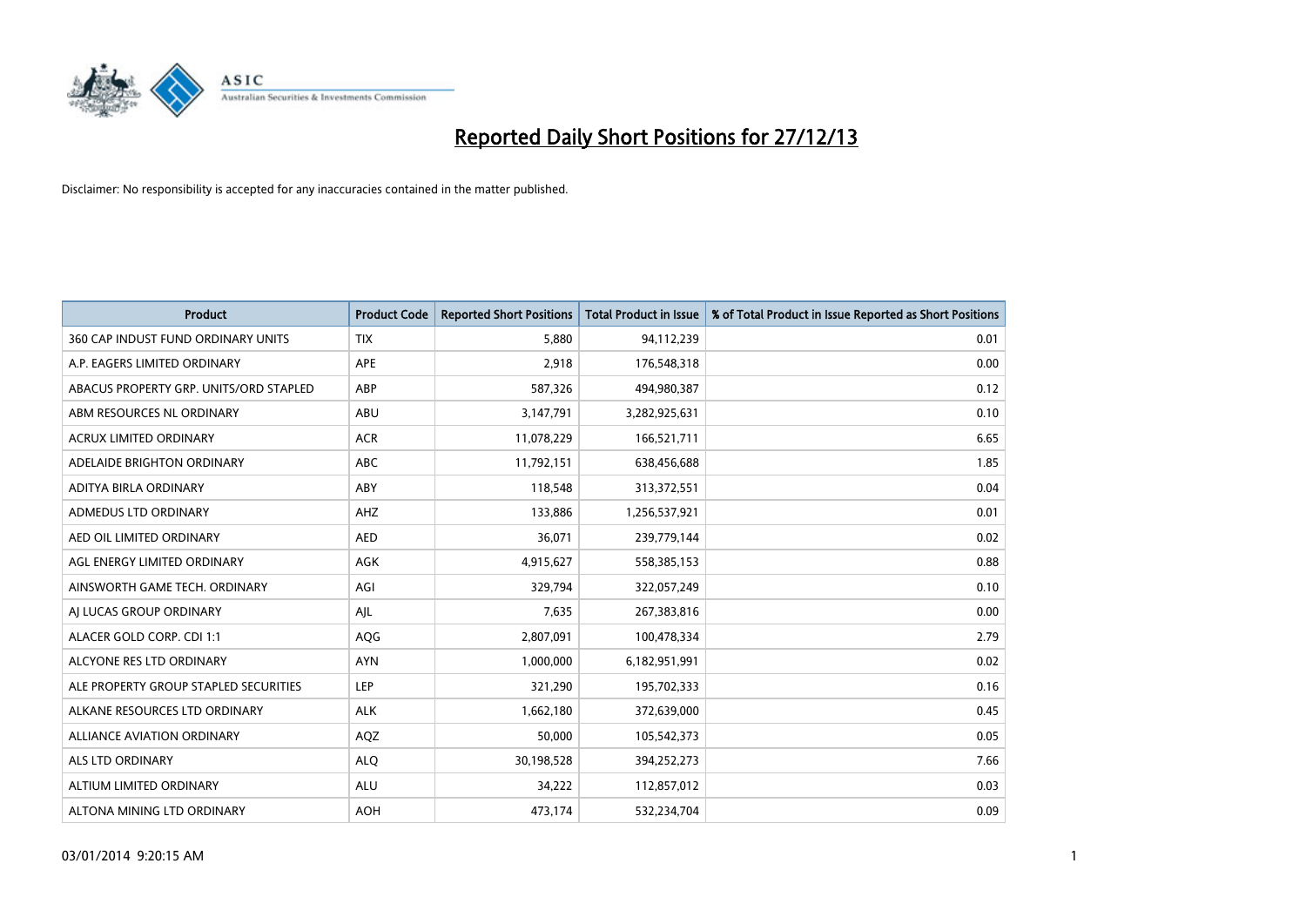# Reported Daily Short Positions for 27/12/13

Disclaimer: No responsibility is accepted for any inaccuracies contained in the matter published.

| Product | Product Code | Reported Short Positions | Total Product in Issue | % of Total Product in Issue Reported as Short Positions |
|---|---|---|---|---|
| 360 CAP INDUST FUND ORDINARY UNITS | TIX | 5,880 | 94,112,239 | 0.01 |
| A.P. EAGERS LIMITED ORDINARY | APE | 2,918 | 176,548,318 | 0.00 |
| ABACUS PROPERTY GRP. UNITS/ORD STAPLED | ABP | 587,326 | 494,980,387 | 0.12 |
| ABM RESOURCES NL ORDINARY | ABU | 3,147,791 | 3,282,925,631 | 0.10 |
| ACRUX LIMITED ORDINARY | ACR | 11,078,229 | 166,521,711 | 6.65 |
| ADELAIDE BRIGHTON ORDINARY | ABC | 11,792,151 | 638,456,688 | 1.85 |
| ADITYA BIRLA ORDINARY | ABY | 118,548 | 313,372,551 | 0.04 |
| ADMEDUS LTD ORDINARY | AHZ | 133,886 | 1,256,537,921 | 0.01 |
| AED OIL LIMITED ORDINARY | AED | 36,071 | 239,779,144 | 0.02 |
| AGL ENERGY LIMITED ORDINARY | AGK | 4,915,627 | 558,385,153 | 0.88 |
| AINSWORTH GAME TECH. ORDINARY | AGI | 329,794 | 322,057,249 | 0.10 |
| AJ LUCAS GROUP ORDINARY | AJL | 7,635 | 267,383,816 | 0.00 |
| ALACER GOLD CORP. CDI 1:1 | AQG | 2,807,091 | 100,478,334 | 2.79 |
| ALCYONE RES LTD ORDINARY | AYN | 1,000,000 | 6,182,951,991 | 0.02 |
| ALE PROPERTY GROUP STAPLED SECURITIES | LEP | 321,290 | 195,702,333 | 0.16 |
| ALKANE RESOURCES LTD ORDINARY | ALK | 1,662,180 | 372,639,000 | 0.45 |
| ALLIANCE AVIATION ORDINARY | AQZ | 50,000 | 105,542,373 | 0.05 |
| ALS LTD ORDINARY | ALQ | 30,198,528 | 394,252,273 | 7.66 |
| ALTIUM LIMITED ORDINARY | ALU | 34,222 | 112,857,012 | 0.03 |
| ALTONA MINING LTD ORDINARY | AOH | 473,174 | 532,234,704 | 0.09 |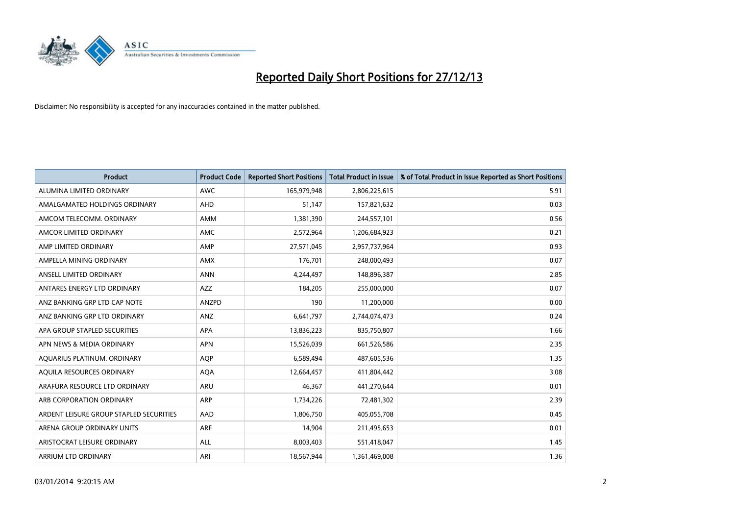# Reported Daily Short Positions for 27/12/13

Disclaimer: No responsibility is accepted for any inaccuracies contained in the matter published.

| Product | Product Code | Reported Short Positions | Total Product in Issue | % of Total Product in Issue Reported as Short Positions |
|---|---|---|---|---|
| ALUMINA LIMITED ORDINARY | AWC | 165,979,948 | 2,806,225,615 | 5.91 |
| AMALGAMATED HOLDINGS ORDINARY | AHD | 51,147 | 157,821,632 | 0.03 |
| AMCOM TELECOMM. ORDINARY | AMM | 1,381,390 | 244,557,101 | 0.56 |
| AMCOR LIMITED ORDINARY | AMC | 2,572,964 | 1,206,684,923 | 0.21 |
| AMP LIMITED ORDINARY | AMP | 27,571,045 | 2,957,737,964 | 0.93 |
| AMPELLA MINING ORDINARY | AMX | 176,701 | 248,000,493 | 0.07 |
| ANSELL LIMITED ORDINARY | ANN | 4,244,497 | 148,896,387 | 2.85 |
| ANTARES ENERGY LTD ORDINARY | AZZ | 184,205 | 255,000,000 | 0.07 |
| ANZ BANKING GRP LTD CAP NOTE | ANZPD | 190 | 11,200,000 | 0.00 |
| ANZ BANKING GRP LTD ORDINARY | ANZ | 6,641,797 | 2,744,074,473 | 0.24 |
| APA GROUP STAPLED SECURITIES | APA | 13,836,223 | 835,750,807 | 1.66 |
| APN NEWS & MEDIA ORDINARY | APN | 15,526,039 | 661,526,586 | 2.35 |
| AQUARIUS PLATINUM. ORDINARY | AQP | 6,589,494 | 487,605,536 | 1.35 |
| AQUILA RESOURCES ORDINARY | AQA | 12,664,457 | 411,804,442 | 3.08 |
| ARAFURA RESOURCE LTD ORDINARY | ARU | 46,367 | 441,270,644 | 0.01 |
| ARB CORPORATION ORDINARY | ARP | 1,734,226 | 72,481,302 | 2.39 |
| ARDENT LEISURE GROUP STAPLED SECURITIES | AAD | 1,806,750 | 405,055,708 | 0.45 |
| ARENA GROUP ORDINARY UNITS | ARF | 14,904 | 211,495,653 | 0.01 |
| ARISTOCRAT LEISURE ORDINARY | ALL | 8,003,403 | 551,418,047 | 1.45 |
| ARRIUM LTD ORDINARY | ARI | 18,567,944 | 1,361,469,008 | 1.36 |

03/01/2014 9:20:15 AM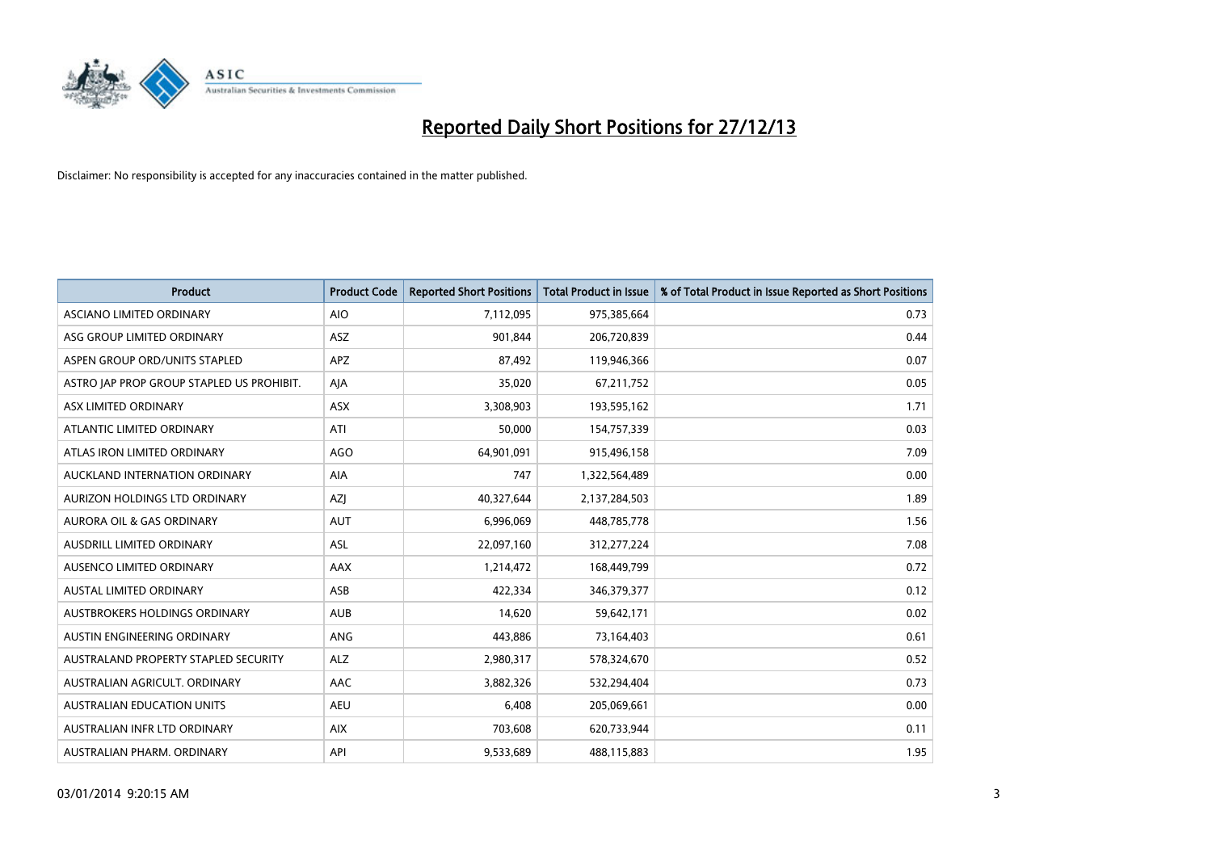# Reported Daily Short Positions for 27/12/13

Disclaimer: No responsibility is accepted for any inaccuracies contained in the matter published.

| Product | Product Code | Reported Short Positions | Total Product in Issue | % of Total Product in Issue Reported as Short Positions |
|---|---|---|---|---|
| ASCIANO LIMITED ORDINARY | AIO | 7,112,095 | 975,385,664 | 0.73 |
| ASG GROUP LIMITED ORDINARY | ASZ | 901,844 | 206,720,839 | 0.44 |
| ASPEN GROUP ORD/UNITS STAPLED | APZ | 87,492 | 119,946,366 | 0.07 |
| ASTRO JAP PROP GROUP STAPLED US PROHIBIT. | AJA | 35,020 | 67,211,752 | 0.05 |
| ASX LIMITED ORDINARY | ASX | 3,308,903 | 193,595,162 | 1.71 |
| ATLANTIC LIMITED ORDINARY | ATI | 50,000 | 154,757,339 | 0.03 |
| ATLAS IRON LIMITED ORDINARY | AGO | 64,901,091 | 915,496,158 | 7.09 |
| AUCKLAND INTERNATION ORDINARY | AIA | 747 | 1,322,564,489 | 0.00 |
| AURIZON HOLDINGS LTD ORDINARY | AZJ | 40,327,644 | 2,137,284,503 | 1.89 |
| AURORA OIL & GAS ORDINARY | AUT | 6,996,069 | 448,785,778 | 1.56 |
| AUSDRILL LIMITED ORDINARY | ASL | 22,097,160 | 312,277,224 | 7.08 |
| AUSENCO LIMITED ORDINARY | AAX | 1,214,472 | 168,449,799 | 0.72 |
| AUSTAL LIMITED ORDINARY | ASB | 422,334 | 346,379,377 | 0.12 |
| AUSTBROKERS HOLDINGS ORDINARY | AUB | 14,620 | 59,642,171 | 0.02 |
| AUSTIN ENGINEERING ORDINARY | ANG | 443,886 | 73,164,403 | 0.61 |
| AUSTRALAND PROPERTY STAPLED SECURITY | ALZ | 2,980,317 | 578,324,670 | 0.52 |
| AUSTRALIAN AGRICULT. ORDINARY | AAC | 3,882,326 | 532,294,404 | 0.73 |
| AUSTRALIAN EDUCATION UNITS | AEU | 6,408 | 205,069,661 | 0.00 |
| AUSTRALIAN INFR LTD ORDINARY | AIX | 703,608 | 620,733,944 | 0.11 |
| AUSTRALIAN PHARM. ORDINARY | API | 9,533,689 | 488,115,883 | 1.95 |

03/01/2014 9:20:15 AM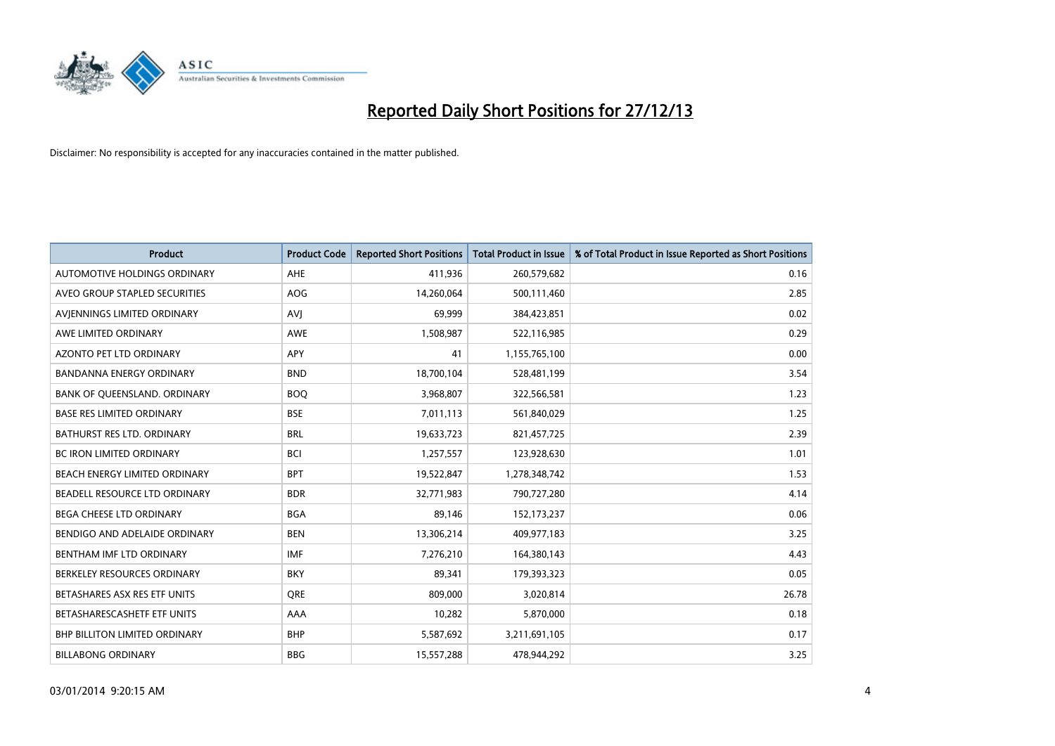# Reported Daily Short Positions for 27/12/13

Disclaimer: No responsibility is accepted for any inaccuracies contained in the matter published.

| Product | Product Code | Reported Short Positions | Total Product in Issue | % of Total Product in Issue Reported as Short Positions |
|---|---|---|---|---|
| AUTOMOTIVE HOLDINGS ORDINARY | AHE | 411,936 | 260,579,682 | 0.16 |
| AVEO GROUP STAPLED SECURITIES | AOG | 14,260,064 | 500,111,460 | 2.85 |
| AVJENNINGS LIMITED ORDINARY | AVJ | 69,999 | 384,423,851 | 0.02 |
| AWE LIMITED ORDINARY | AWE | 1,508,987 | 522,116,985 | 0.29 |
| AZONTO PET LTD ORDINARY | APY | 41 | 1,155,765,100 | 0.00 |
| BANDANNA ENERGY ORDINARY | BND | 18,700,104 | 528,481,199 | 3.54 |
| BANK OF QUEENSLAND. ORDINARY | BOQ | 3,968,807 | 322,566,581 | 1.23 |
| BASE RES LIMITED ORDINARY | BSE | 7,011,113 | 561,840,029 | 1.25 |
| BATHURST RES LTD. ORDINARY | BRL | 19,633,723 | 821,457,725 | 2.39 |
| BC IRON LIMITED ORDINARY | BCI | 1,257,557 | 123,928,630 | 1.01 |
| BEACH ENERGY LIMITED ORDINARY | BPT | 19,522,847 | 1,278,348,742 | 1.53 |
| BEADELL RESOURCE LTD ORDINARY | BDR | 32,771,983 | 790,727,280 | 4.14 |
| BEGA CHEESE LTD ORDINARY | BGA | 89,146 | 152,173,237 | 0.06 |
| BENDIGO AND ADELAIDE ORDINARY | BEN | 13,306,214 | 409,977,183 | 3.25 |
| BENTHAM IMF LTD ORDINARY | IMF | 7,276,210 | 164,380,143 | 4.43 |
| BERKELEY RESOURCES ORDINARY | BKY | 89,341 | 179,393,323 | 0.05 |
| BETASHARES ASX RES ETF UNITS | QRE | 809,000 | 3,020,814 | 26.78 |
| BETASHARESCASHETF ETF UNITS | AAA | 10,282 | 5,870,000 | 0.18 |
| BHP BILLITON LIMITED ORDINARY | BHP | 5,587,692 | 3,211,691,105 | 0.17 |
| BILLABONG ORDINARY | BBG | 15,557,288 | 478,944,292 | 3.25 |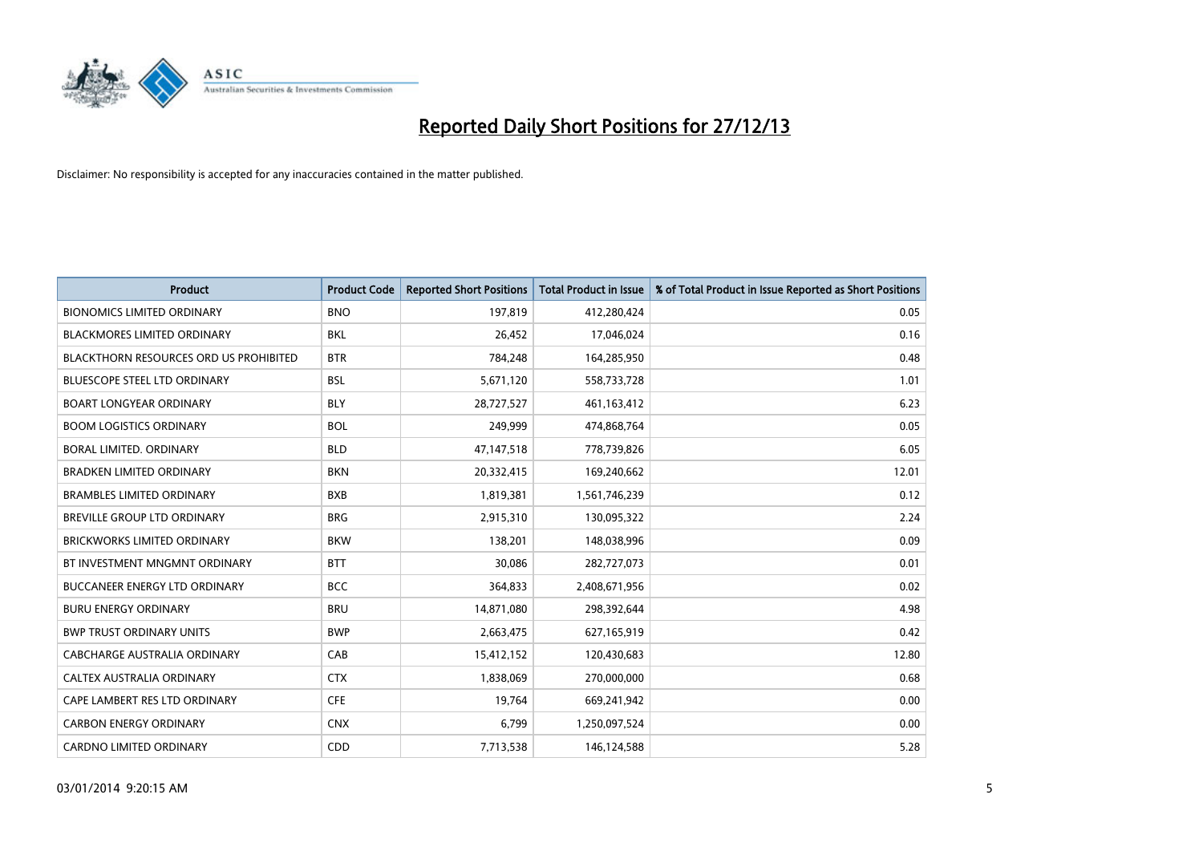# Reported Daily Short Positions for 27/12/13

Disclaimer: No responsibility is accepted for any inaccuracies contained in the matter published.

| Product | Product Code | Reported Short Positions | Total Product in Issue | % of Total Product in Issue Reported as Short Positions |
|---|---|---|---|---|
| BIONOMICS LIMITED ORDINARY | BNO | 197,819 | 412,280,424 | 0.05 |
| BLACKMORES LIMITED ORDINARY | BKL | 26,452 | 17,046,024 | 0.16 |
| BLACKTHORN RESOURCES ORD US PROHIBITED | BTR | 784,248 | 164,285,950 | 0.48 |
| BLUESCOPE STEEL LTD ORDINARY | BSL | 5,671,120 | 558,733,728 | 1.01 |
| BOART LONGYEAR ORDINARY | BLY | 28,727,527 | 461,163,412 | 6.23 |
| BOOM LOGISTICS ORDINARY | BOL | 249,999 | 474,868,764 | 0.05 |
| BORAL LIMITED. ORDINARY | BLD | 47,147,518 | 778,739,826 | 6.05 |
| BRADKEN LIMITED ORDINARY | BKN | 20,332,415 | 169,240,662 | 12.01 |
| BRAMBLES LIMITED ORDINARY | BXB | 1,819,381 | 1,561,746,239 | 0.12 |
| BREVILLE GROUP LTD ORDINARY | BRG | 2,915,310 | 130,095,322 | 2.24 |
| BRICKWORKS LIMITED ORDINARY | BKW | 138,201 | 148,038,996 | 0.09 |
| BT INVESTMENT MNGMNT ORDINARY | BTT | 30,086 | 282,727,073 | 0.01 |
| BUCCANEER ENERGY LTD ORDINARY | BCC | 364,833 | 2,408,671,956 | 0.02 |
| BURU ENERGY ORDINARY | BRU | 14,871,080 | 298,392,644 | 4.98 |
| BWP TRUST ORDINARY UNITS | BWP | 2,663,475 | 627,165,919 | 0.42 |
| CABCHARGE AUSTRALIA ORDINARY | CAB | 15,412,152 | 120,430,683 | 12.80 |
| CALTEX AUSTRALIA ORDINARY | CTX | 1,838,069 | 270,000,000 | 0.68 |
| CAPE LAMBERT RES LTD ORDINARY | CFE | 19,764 | 669,241,942 | 0.00 |
| CARBON ENERGY ORDINARY | CNX | 6,799 | 1,250,097,524 | 0.00 |
| CARDNO LIMITED ORDINARY | CDD | 7,713,538 | 146,124,588 | 5.28 |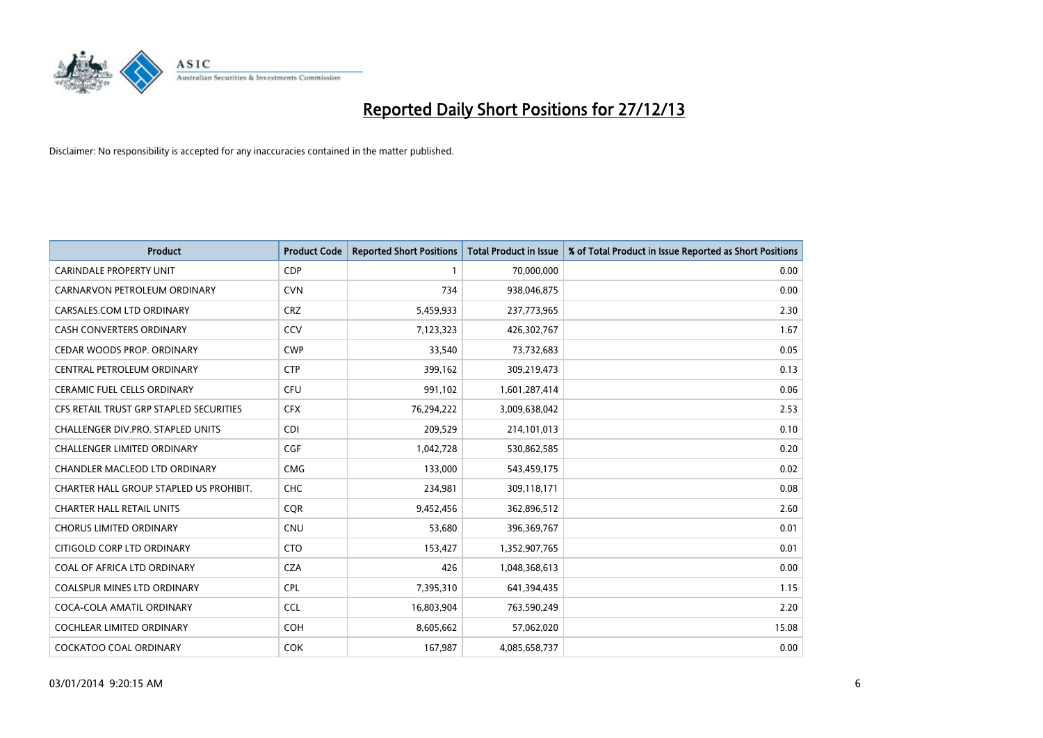# Reported Daily Short Positions for 27/12/13

Disclaimer: No responsibility is accepted for any inaccuracies contained in the matter published.

| Product | Product Code | Reported Short Positions | Total Product in Issue | % of Total Product in Issue Reported as Short Positions |
|---|---|---|---|---|
| CARINDALE PROPERTY UNIT | CDP | 1 | 70,000,000 | 0.00 |
| CARNARVON PETROLEUM ORDINARY | CVN | 734 | 938,046,875 | 0.00 |
| CARSALES.COM LTD ORDINARY | CRZ | 5,459,933 | 237,773,965 | 2.30 |
| CASH CONVERTERS ORDINARY | CCV | 7,123,323 | 426,302,767 | 1.67 |
| CEDAR WOODS PROP. ORDINARY | CWP | 33,540 | 73,732,683 | 0.05 |
| CENTRAL PETROLEUM ORDINARY | CTP | 399,162 | 309,219,473 | 0.13 |
| CERAMIC FUEL CELLS ORDINARY | CFU | 991,102 | 1,601,287,414 | 0.06 |
| CFS RETAIL TRUST GRP STAPLED SECURITIES | CFX | 76,294,222 | 3,009,638,042 | 2.53 |
| CHALLENGER DIV.PRO. STAPLED UNITS | CDI | 209,529 | 214,101,013 | 0.10 |
| CHALLENGER LIMITED ORDINARY | CGF | 1,042,728 | 530,862,585 | 0.20 |
| CHANDLER MACLEOD LTD ORDINARY | CMG | 133,000 | 543,459,175 | 0.02 |
| CHARTER HALL GROUP STAPLED US PROHIBIT. | CHC | 234,981 | 309,118,171 | 0.08 |
| CHARTER HALL RETAIL UNITS | CQR | 9,452,456 | 362,896,512 | 2.60 |
| CHORUS LIMITED ORDINARY | CNU | 53,680 | 396,369,767 | 0.01 |
| CITIGOLD CORP LTD ORDINARY | CTO | 153,427 | 1,352,907,765 | 0.01 |
| COAL OF AFRICA LTD ORDINARY | CZA | 426 | 1,048,368,613 | 0.00 |
| COALSPUR MINES LTD ORDINARY | CPL | 7,395,310 | 641,394,435 | 1.15 |
| COCA-COLA AMATIL ORDINARY | CCL | 16,803,904 | 763,590,249 | 2.20 |
| COCHLEAR LIMITED ORDINARY | COH | 8,605,662 | 57,062,020 | 15.08 |
| COCKATOO COAL ORDINARY | COK | 167,987 | 4,085,658,737 | 0.00 |

03/01/2014 9:20:15 AM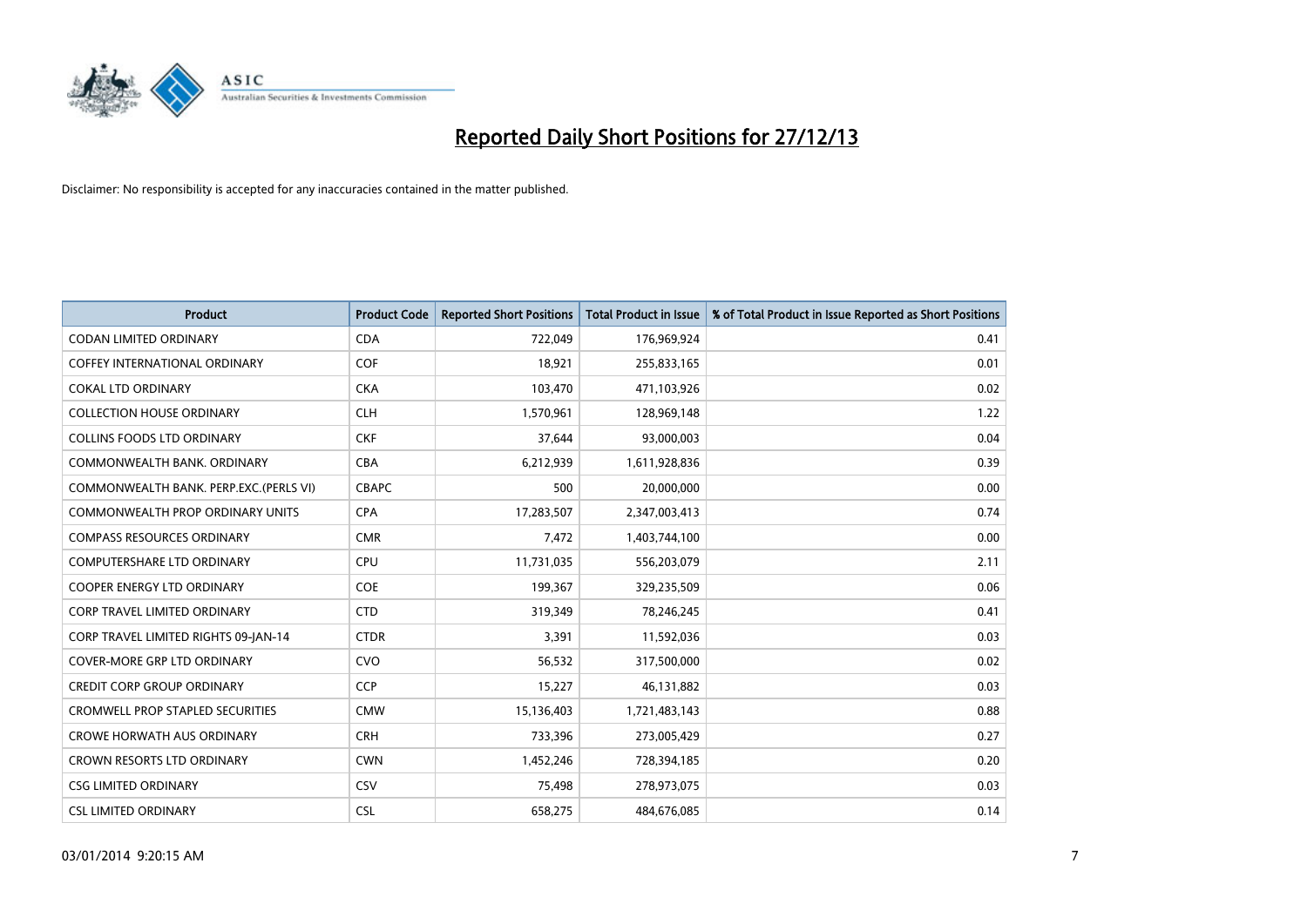# Reported Daily Short Positions for 27/12/13

Disclaimer: No responsibility is accepted for any inaccuracies contained in the matter published.

| Product | Product Code | Reported Short Positions | Total Product in Issue | % of Total Product in Issue Reported as Short Positions |
|---|---|---|---|---|
| CODAN LIMITED ORDINARY | CDA | 722,049 | 176,969,924 | 0.41 |
| COFFEY INTERNATIONAL ORDINARY | COF | 18,921 | 255,833,165 | 0.01 |
| COKAL LTD ORDINARY | CKA | 103,470 | 471,103,926 | 0.02 |
| COLLECTION HOUSE ORDINARY | CLH | 1,570,961 | 128,969,148 | 1.22 |
| COLLINS FOODS LTD ORDINARY | CKF | 37,644 | 93,000,003 | 0.04 |
| COMMONWEALTH BANK. ORDINARY | CBA | 6,212,939 | 1,611,928,836 | 0.39 |
| COMMONWEALTH BANK. PERP.EXC.(PERLS VI) | CBAPC | 500 | 20,000,000 | 0.00 |
| COMMONWEALTH PROP ORDINARY UNITS | CPA | 17,283,507 | 2,347,003,413 | 0.74 |
| COMPASS RESOURCES ORDINARY | CMR | 7,472 | 1,403,744,100 | 0.00 |
| COMPUTERSHARE LTD ORDINARY | CPU | 11,731,035 | 556,203,079 | 2.11 |
| COOPER ENERGY LTD ORDINARY | COE | 199,367 | 329,235,509 | 0.06 |
| CORP TRAVEL LIMITED ORDINARY | CTD | 319,349 | 78,246,245 | 0.41 |
| CORP TRAVEL LIMITED RIGHTS 09-JAN-14 | CTDR | 3,391 | 11,592,036 | 0.03 |
| COVER-MORE GRP LTD ORDINARY | CVO | 56,532 | 317,500,000 | 0.02 |
| CREDIT CORP GROUP ORDINARY | CCP | 15,227 | 46,131,882 | 0.03 |
| CROMWELL PROP STAPLED SECURITIES | CMW | 15,136,403 | 1,721,483,143 | 0.88 |
| CROWE HORWATH AUS ORDINARY | CRH | 733,396 | 273,005,429 | 0.27 |
| CROWN RESORTS LTD ORDINARY | CWN | 1,452,246 | 728,394,185 | 0.20 |
| CSG LIMITED ORDINARY | CSV | 75,498 | 278,973,075 | 0.03 |
| CSL LIMITED ORDINARY | CSL | 658,275 | 484,676,085 | 0.14 |

03/01/2014 9:20:15 AM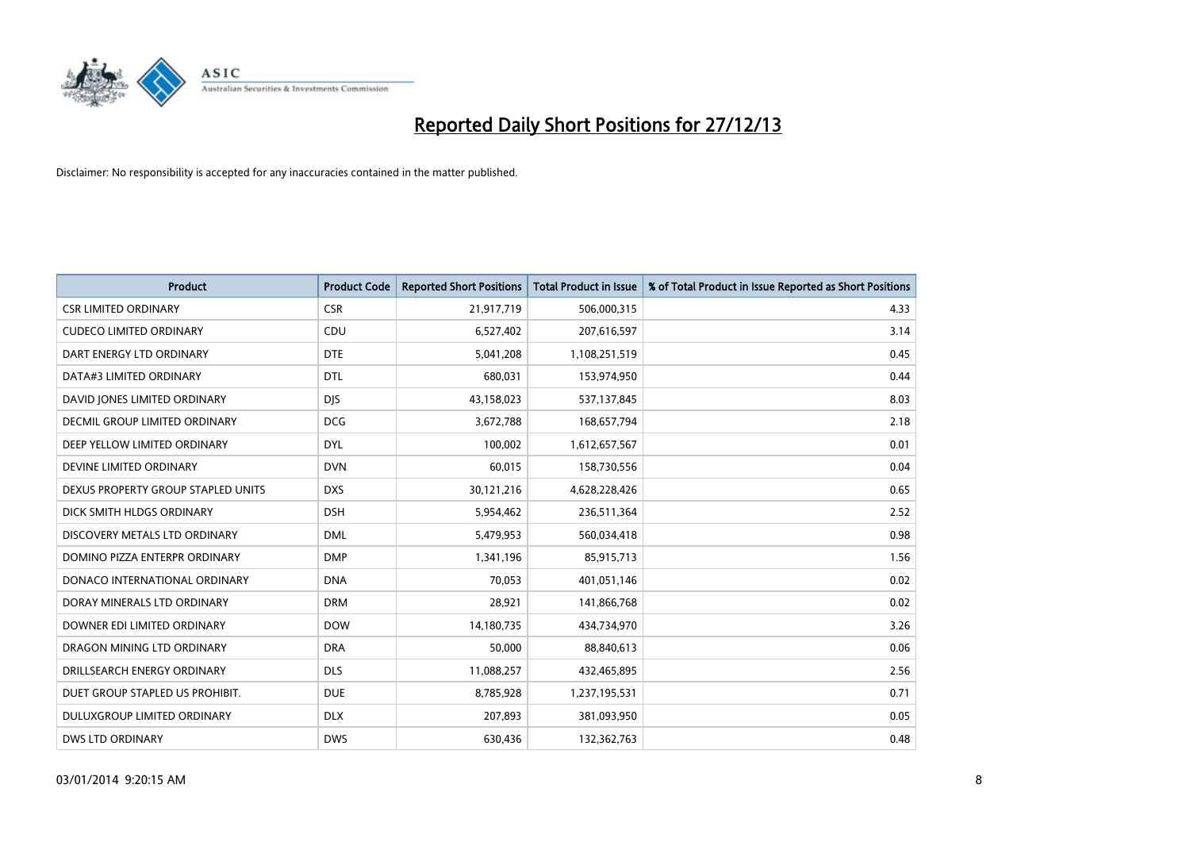# Reported Daily Short Positions for 27/12/13

Disclaimer: No responsibility is accepted for any inaccuracies contained in the matter published.

| Product | Product Code | Reported Short Positions | Total Product in Issue | % of Total Product in Issue Reported as Short Positions |
|---|---|---|---|---|
| CSR LIMITED ORDINARY | CSR | 21,917,719 | 506,000,315 | 4.33 |
| CUDECO LIMITED ORDINARY | CDU | 6,527,402 | 207,616,597 | 3.14 |
| DART ENERGY LTD ORDINARY | DTE | 5,041,208 | 1,108,251,519 | 0.45 |
| DATA#3 LIMITED ORDINARY | DTL | 680,031 | 153,974,950 | 0.44 |
| DAVID JONES LIMITED ORDINARY | DJS | 43,158,023 | 537,137,845 | 8.03 |
| DECMIL GROUP LIMITED ORDINARY | DCG | 3,672,788 | 168,657,794 | 2.18 |
| DEEP YELLOW LIMITED ORDINARY | DYL | 100,002 | 1,612,657,567 | 0.01 |
| DEVINE LIMITED ORDINARY | DVN | 60,015 | 158,730,556 | 0.04 |
| DEXUS PROPERTY GROUP STAPLED UNITS | DXS | 30,121,216 | 4,628,228,426 | 0.65 |
| DICK SMITH HLDGS ORDINARY | DSH | 5,954,462 | 236,511,364 | 2.52 |
| DISCOVERY METALS LTD ORDINARY | DML | 5,479,953 | 560,034,418 | 0.98 |
| DOMINO PIZZA ENTERPR ORDINARY | DMP | 1,341,196 | 85,915,713 | 1.56 |
| DONACO INTERNATIONAL ORDINARY | DNA | 70,053 | 401,051,146 | 0.02 |
| DORAY MINERALS LTD ORDINARY | DRM | 28,921 | 141,866,768 | 0.02 |
| DOWNER EDI LIMITED ORDINARY | DOW | 14,180,735 | 434,734,970 | 3.26 |
| DRAGON MINING LTD ORDINARY | DRA | 50,000 | 88,840,613 | 0.06 |
| DRILLSEARCH ENERGY ORDINARY | DLS | 11,088,257 | 432,465,895 | 2.56 |
| DUET GROUP STAPLED US PROHIBIT. | DUE | 8,785,928 | 1,237,195,531 | 0.71 |
| DULUXGROUP LIMITED ORDINARY | DLX | 207,893 | 381,093,950 | 0.05 |
| DWS LTD ORDINARY | DWS | 630,436 | 132,362,763 | 0.48 |

03/01/2014 9:20:15 AM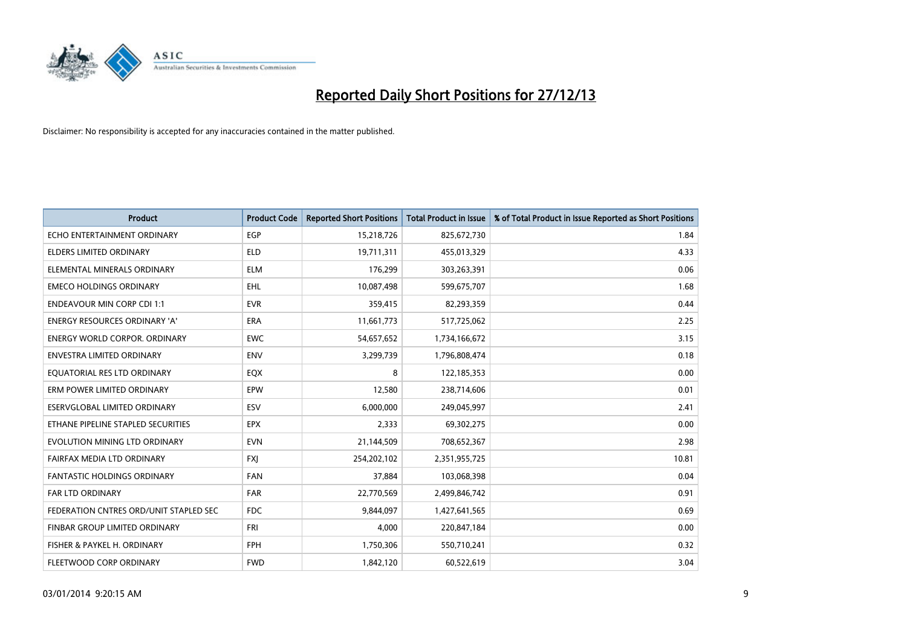# Reported Daily Short Positions for 27/12/13

Disclaimer: No responsibility is accepted for any inaccuracies contained in the matter published.

| Product | Product Code | Reported Short Positions | Total Product in Issue | % of Total Product in Issue Reported as Short Positions |
|---|---|---|---|---|
| ECHO ENTERTAINMENT ORDINARY | EGP | 15,218,726 | 825,672,730 | 1.84 |
| ELDERS LIMITED ORDINARY | ELD | 19,711,311 | 455,013,329 | 4.33 |
| ELEMENTAL MINERALS ORDINARY | ELM | 176,299 | 303,263,391 | 0.06 |
| EMECO HOLDINGS ORDINARY | EHL | 10,087,498 | 599,675,707 | 1.68 |
| ENDEAVOUR MIN CORP CDI 1:1 | EVR | 359,415 | 82,293,359 | 0.44 |
| ENERGY RESOURCES ORDINARY 'A' | ERA | 11,661,773 | 517,725,062 | 2.25 |
| ENERGY WORLD CORPOR. ORDINARY | EWC | 54,657,652 | 1,734,166,672 | 3.15 |
| ENVESTRA LIMITED ORDINARY | ENV | 3,299,739 | 1,796,808,474 | 0.18 |
| EQUATORIAL RES LTD ORDINARY | EQX | 8 | 122,185,353 | 0.00 |
| ERM POWER LIMITED ORDINARY | EPW | 12,580 | 238,714,606 | 0.01 |
| ESERVGLOBAL LIMITED ORDINARY | ESV | 6,000,000 | 249,045,997 | 2.41 |
| ETHANE PIPELINE STAPLED SECURITIES | EPX | 2,333 | 69,302,275 | 0.00 |
| EVOLUTION MINING LTD ORDINARY | EVN | 21,144,509 | 708,652,367 | 2.98 |
| FAIRFAX MEDIA LTD ORDINARY | FXJ | 254,202,102 | 2,351,955,725 | 10.81 |
| FANTASTIC HOLDINGS ORDINARY | FAN | 37,884 | 103,068,398 | 0.04 |
| FAR LTD ORDINARY | FAR | 22,770,569 | 2,499,846,742 | 0.91 |
| FEDERATION CNTRES ORD/UNIT STAPLED SEC | FDC | 9,844,097 | 1,427,641,565 | 0.69 |
| FINBAR GROUP LIMITED ORDINARY | FRI | 4,000 | 220,847,184 | 0.00 |
| FISHER & PAYKEL H. ORDINARY | FPH | 1,750,306 | 550,710,241 | 0.32 |
| FLEETWOOD CORP ORDINARY | FWD | 1,842,120 | 60,522,619 | 3.04 |

03/01/2014 9:20:15 AM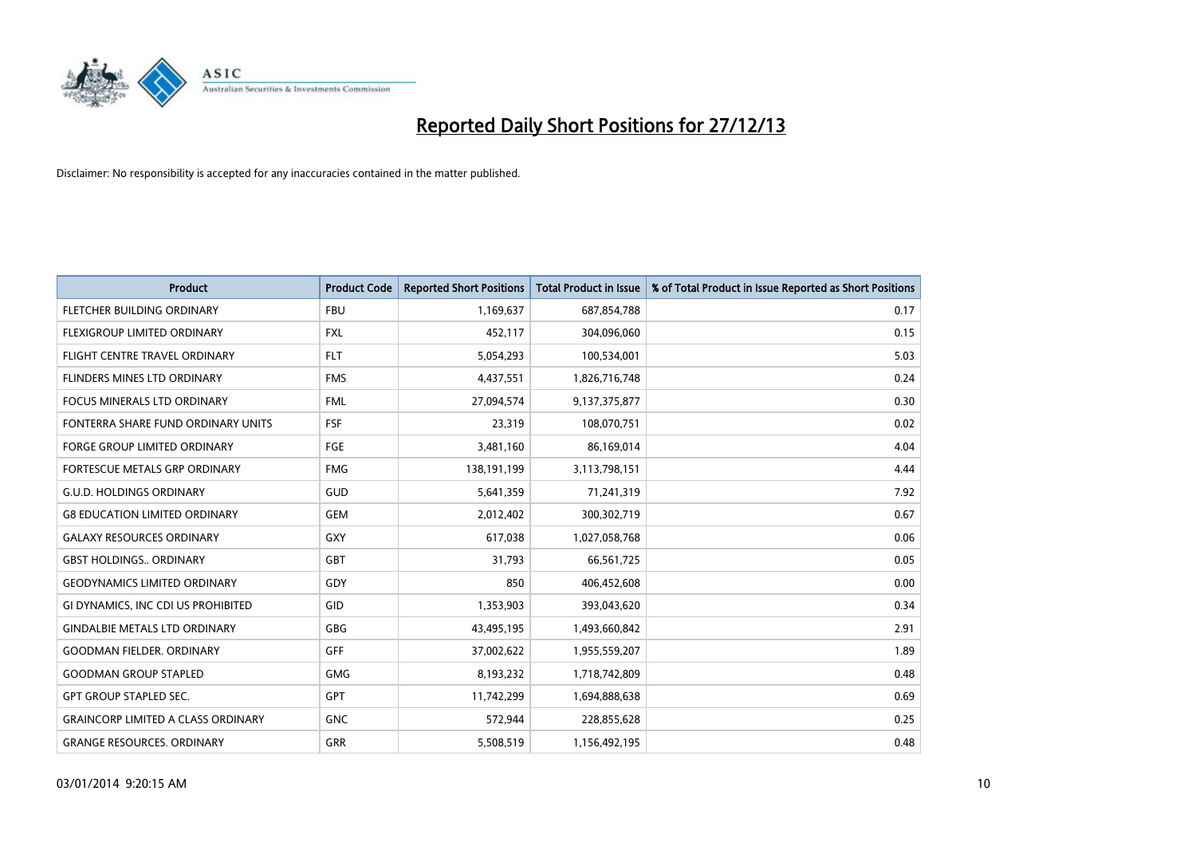# Reported Daily Short Positions for 27/12/13

Disclaimer: No responsibility is accepted for any inaccuracies contained in the matter published.

| Product | Product Code | Reported Short Positions | Total Product in Issue | % of Total Product in Issue Reported as Short Positions |
|---|---|---|---|---|
| FLETCHER BUILDING ORDINARY | FBU | 1,169,637 | 687,854,788 | 0.17 |
| FLEXIGROUP LIMITED ORDINARY | FXL | 452,117 | 304,096,060 | 0.15 |
| FLIGHT CENTRE TRAVEL ORDINARY | FLT | 5,054,293 | 100,534,001 | 5.03 |
| FLINDERS MINES LTD ORDINARY | FMS | 4,437,551 | 1,826,716,748 | 0.24 |
| FOCUS MINERALS LTD ORDINARY | FML | 27,094,574 | 9,137,375,877 | 0.30 |
| FONTERRA SHARE FUND ORDINARY UNITS | FSF | 23,319 | 108,070,751 | 0.02 |
| FORGE GROUP LIMITED ORDINARY | FGE | 3,481,160 | 86,169,014 | 4.04 |
| FORTESCUE METALS GRP ORDINARY | FMG | 138,191,199 | 3,113,798,151 | 4.44 |
| G.U.D. HOLDINGS ORDINARY | GUD | 5,641,359 | 71,241,319 | 7.92 |
| G8 EDUCATION LIMITED ORDINARY | GEM | 2,012,402 | 300,302,719 | 0.67 |
| GALAXY RESOURCES ORDINARY | GXY | 617,038 | 1,027,058,768 | 0.06 |
| GBST HOLDINGS.. ORDINARY | GBT | 31,793 | 66,561,725 | 0.05 |
| GEODYNAMICS LIMITED ORDINARY | GDY | 850 | 406,452,608 | 0.00 |
| GI DYNAMICS, INC CDI US PROHIBITED | GID | 1,353,903 | 393,043,620 | 0.34 |
| GINDALBIE METALS LTD ORDINARY | GBG | 43,495,195 | 1,493,660,842 | 2.91 |
| GOODMAN FIELDER. ORDINARY | GFF | 37,002,622 | 1,955,559,207 | 1.89 |
| GOODMAN GROUP STAPLED | GMG | 8,193,232 | 1,718,742,809 | 0.48 |
| GPT GROUP STAPLED SEC. | GPT | 11,742,299 | 1,694,888,638 | 0.69 |
| GRAINCORP LIMITED A CLASS ORDINARY | GNC | 572,944 | 228,855,628 | 0.25 |
| GRANGE RESOURCES. ORDINARY | GRR | 5,508,519 | 1,156,492,195 | 0.48 |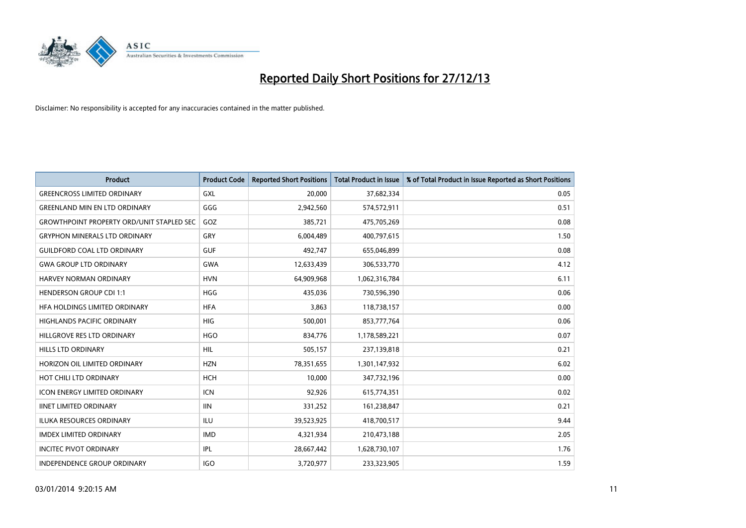# Reported Daily Short Positions for 27/12/13

Disclaimer: No responsibility is accepted for any inaccuracies contained in the matter published.

| Product | Product Code | Reported Short Positions | Total Product in Issue | % of Total Product in Issue Reported as Short Positions |
|---|---|---|---|---|
| GREENCROSS LIMITED ORDINARY | GXL | 20,000 | 37,682,334 | 0.05 |
| GREENLAND MIN EN LTD ORDINARY | GGG | 2,942,560 | 574,572,911 | 0.51 |
| GROWTHPOINT PROPERTY ORD/UNIT STAPLED SEC | GOZ | 385,721 | 475,705,269 | 0.08 |
| GRYPHON MINERALS LTD ORDINARY | GRY | 6,004,489 | 400,797,615 | 1.50 |
| GUILDFORD COAL LTD ORDINARY | GUF | 492,747 | 655,046,899 | 0.08 |
| GWA GROUP LTD ORDINARY | GWA | 12,633,439 | 306,533,770 | 4.12 |
| HARVEY NORMAN ORDINARY | HVN | 64,909,968 | 1,062,316,784 | 6.11 |
| HENDERSON GROUP CDI 1:1 | HGG | 435,036 | 730,596,390 | 0.06 |
| HFA HOLDINGS LIMITED ORDINARY | HFA | 3,863 | 118,738,157 | 0.00 |
| HIGHLANDS PACIFIC ORDINARY | HIG | 500,001 | 853,777,764 | 0.06 |
| HILLGROVE RES LTD ORDINARY | HGO | 834,776 | 1,178,589,221 | 0.07 |
| HILLS LTD ORDINARY | HIL | 505,157 | 237,139,818 | 0.21 |
| HORIZON OIL LIMITED ORDINARY | HZN | 78,351,655 | 1,301,147,932 | 6.02 |
| HOT CHILI LTD ORDINARY | HCH | 10,000 | 347,732,196 | 0.00 |
| ICON ENERGY LIMITED ORDINARY | ICN | 92,926 | 615,774,351 | 0.02 |
| IINET LIMITED ORDINARY | IIN | 331,252 | 161,238,847 | 0.21 |
| ILUKA RESOURCES ORDINARY | ILU | 39,523,925 | 418,700,517 | 9.44 |
| IMDEX LIMITED ORDINARY | IMD | 4,321,934 | 210,473,188 | 2.05 |
| INCITEC PIVOT ORDINARY | IPL | 28,667,442 | 1,628,730,107 | 1.76 |
| INDEPENDENCE GROUP ORDINARY | IGO | 3,720,977 | 233,323,905 | 1.59 |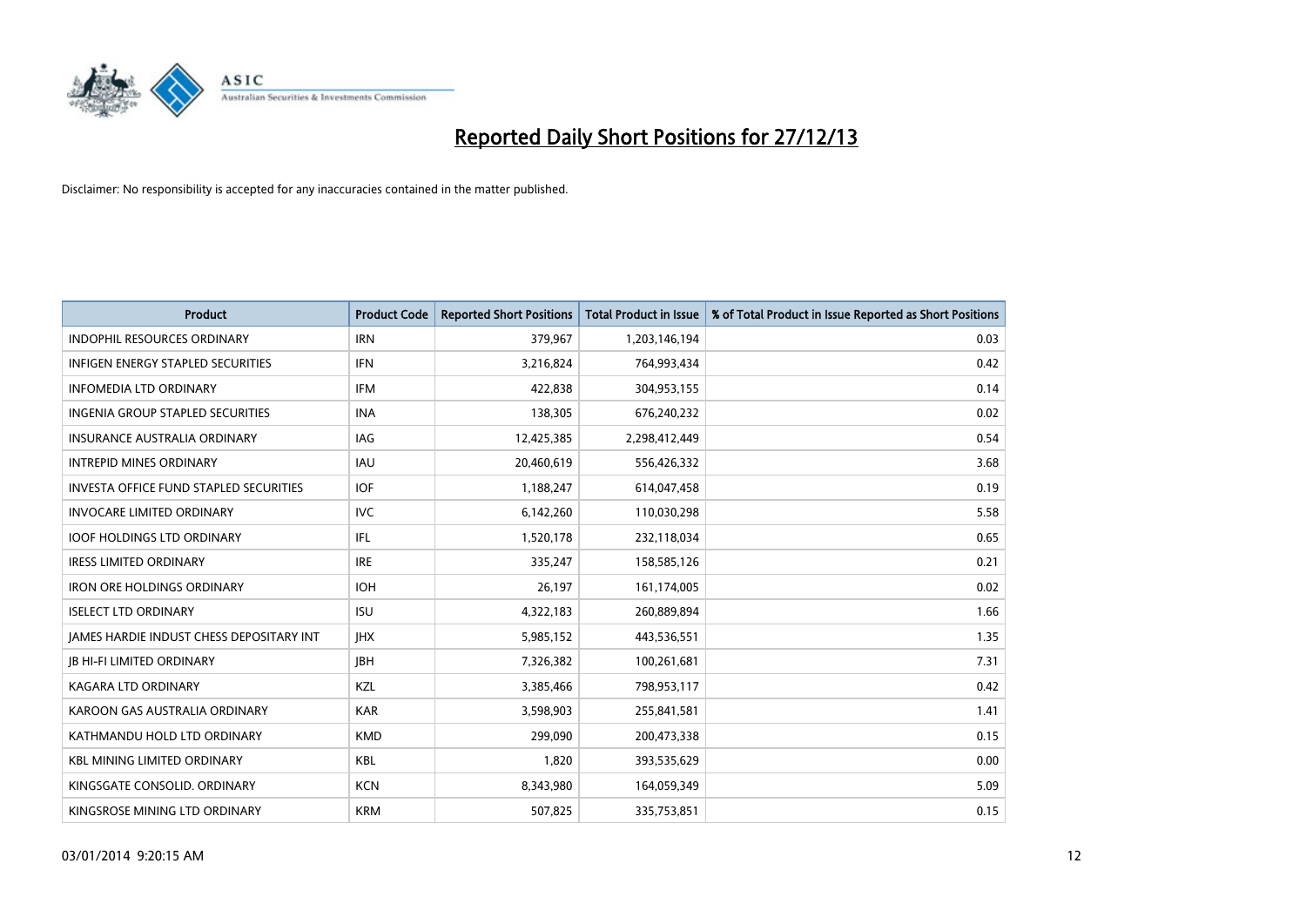# Reported Daily Short Positions for 27/12/13

Disclaimer: No responsibility is accepted for any inaccuracies contained in the matter published.

| Product | Product Code | Reported Short Positions | Total Product in Issue | % of Total Product in Issue Reported as Short Positions |
| --- | --- | --- | --- | --- |
| INDOPHIL RESOURCES ORDINARY | IRN | 379,967 | 1,203,146,194 | 0.03 |
| INFIGEN ENERGY STAPLED SECURITIES | IFN | 3,216,824 | 764,993,434 | 0.42 |
| INFOMEDIA LTD ORDINARY | IFM | 422,838 | 304,953,155 | 0.14 |
| INGENIA GROUP STAPLED SECURITIES | INA | 138,305 | 676,240,232 | 0.02 |
| INSURANCE AUSTRALIA ORDINARY | IAG | 12,425,385 | 2,298,412,449 | 0.54 |
| INTREPID MINES ORDINARY | IAU | 20,460,619 | 556,426,332 | 3.68 |
| INVESTA OFFICE FUND STAPLED SECURITIES | IOF | 1,188,247 | 614,047,458 | 0.19 |
| INVOCARE LIMITED ORDINARY | IVC | 6,142,260 | 110,030,298 | 5.58 |
| IOOF HOLDINGS LTD ORDINARY | IFL | 1,520,178 | 232,118,034 | 0.65 |
| IRESS LIMITED ORDINARY | IRE | 335,247 | 158,585,126 | 0.21 |
| IRON ORE HOLDINGS ORDINARY | IOH | 26,197 | 161,174,005 | 0.02 |
| ISELECT LTD ORDINARY | ISU | 4,322,183 | 260,889,894 | 1.66 |
| JAMES HARDIE INDUST CHESS DEPOSITARY INT | JHX | 5,985,152 | 443,536,551 | 1.35 |
| JB HI-FI LIMITED ORDINARY | JBH | 7,326,382 | 100,261,681 | 7.31 |
| KAGARA LTD ORDINARY | KZL | 3,385,466 | 798,953,117 | 0.42 |
| KAROON GAS AUSTRALIA ORDINARY | KAR | 3,598,903 | 255,841,581 | 1.41 |
| KATHMANDU HOLD LTD ORDINARY | KMD | 299,090 | 200,473,338 | 0.15 |
| KBL MINING LIMITED ORDINARY | KBL | 1,820 | 393,535,629 | 0.00 |
| KINGSGATE CONSOLID. ORDINARY | KCN | 8,343,980 | 164,059,349 | 5.09 |
| KINGSROSE MINING LTD ORDINARY | KRM | 507,825 | 335,753,851 | 0.15 |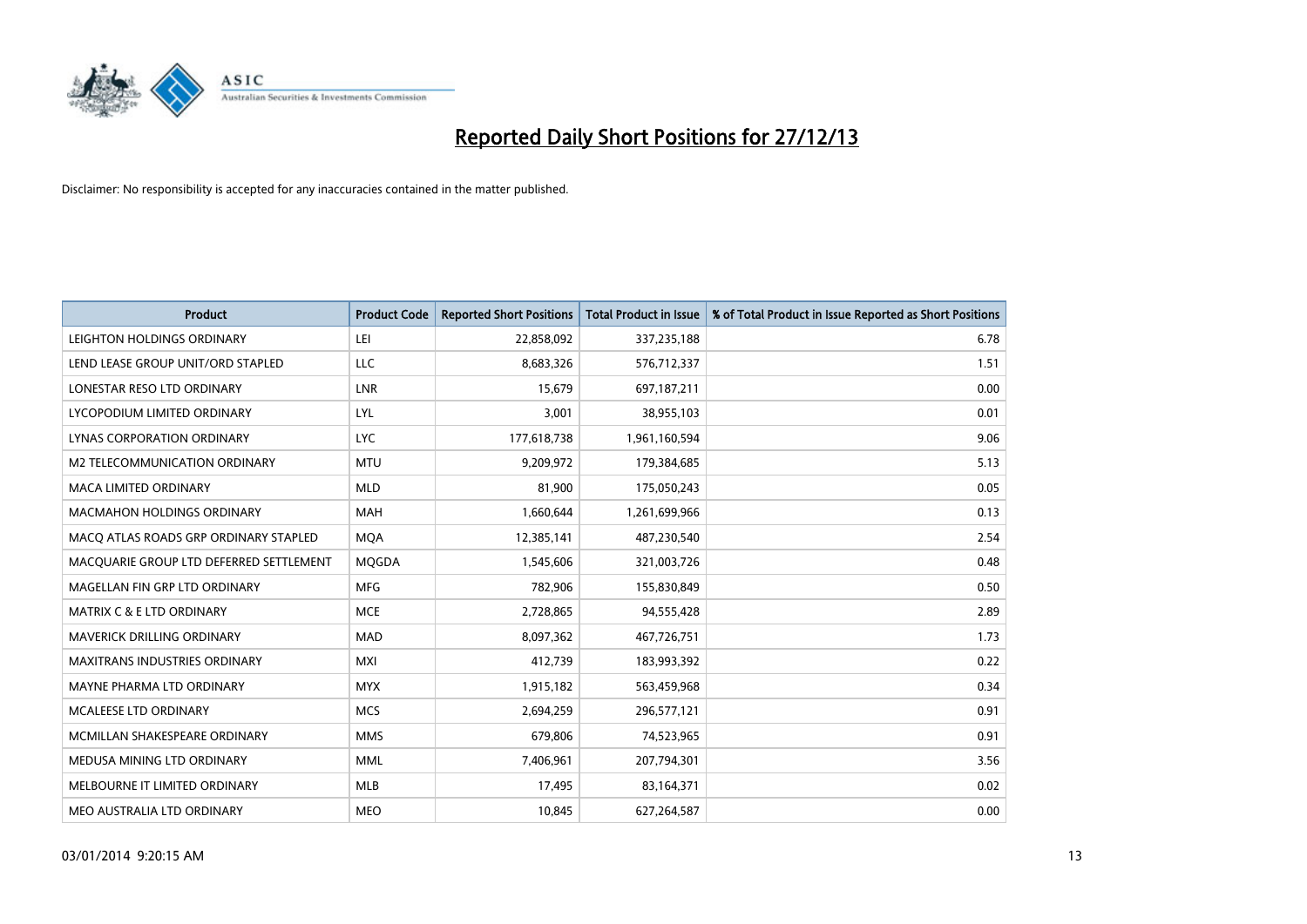# Reported Daily Short Positions for 27/12/13

Disclaimer: No responsibility is accepted for any inaccuracies contained in the matter published.

| Product | Product Code | Reported Short Positions | Total Product in Issue | % of Total Product in Issue Reported as Short Positions |
|---|---|---|---|---|
| LEIGHTON HOLDINGS ORDINARY | LEI | 22,858,092 | 337,235,188 | 6.78 |
| LEND LEASE GROUP UNIT/ORD STAPLED | LLC | 8,683,326 | 576,712,337 | 1.51 |
| LONESTAR RESO LTD ORDINARY | LNR | 15,679 | 697,187,211 | 0.00 |
| LYCOPODIUM LIMITED ORDINARY | LYL | 3,001 | 38,955,103 | 0.01 |
| LYNAS CORPORATION ORDINARY | LYC | 177,618,738 | 1,961,160,594 | 9.06 |
| M2 TELECOMMUNICATION ORDINARY | MTU | 9,209,972 | 179,384,685 | 5.13 |
| MACA LIMITED ORDINARY | MLD | 81,900 | 175,050,243 | 0.05 |
| MACMAHON HOLDINGS ORDINARY | MAH | 1,660,644 | 1,261,699,966 | 0.13 |
| MACQ ATLAS ROADS GRP ORDINARY STAPLED | MQA | 12,385,141 | 487,230,540 | 2.54 |
| MACQUARIE GROUP LTD DEFERRED SETTLEMENT | MQGDA | 1,545,606 | 321,003,726 | 0.48 |
| MAGELLAN FIN GRP LTD ORDINARY | MFG | 782,906 | 155,830,849 | 0.50 |
| MATRIX C & E LTD ORDINARY | MCE | 2,728,865 | 94,555,428 | 2.89 |
| MAVERICK DRILLING ORDINARY | MAD | 8,097,362 | 467,726,751 | 1.73 |
| MAXITRANS INDUSTRIES ORDINARY | MXI | 412,739 | 183,993,392 | 0.22 |
| MAYNE PHARMA LTD ORDINARY | MYX | 1,915,182 | 563,459,968 | 0.34 |
| MCALEESE LTD ORDINARY | MCS | 2,694,259 | 296,577,121 | 0.91 |
| MCMILLAN SHAKESPEARE ORDINARY | MMS | 679,806 | 74,523,965 | 0.91 |
| MEDUSA MINING LTD ORDINARY | MML | 7,406,961 | 207,794,301 | 3.56 |
| MELBOURNE IT LIMITED ORDINARY | MLB | 17,495 | 83,164,371 | 0.02 |
| MEO AUSTRALIA LTD ORDINARY | MEO | 10,845 | 627,264,587 | 0.00 |

03/01/2014 9:20:15 AM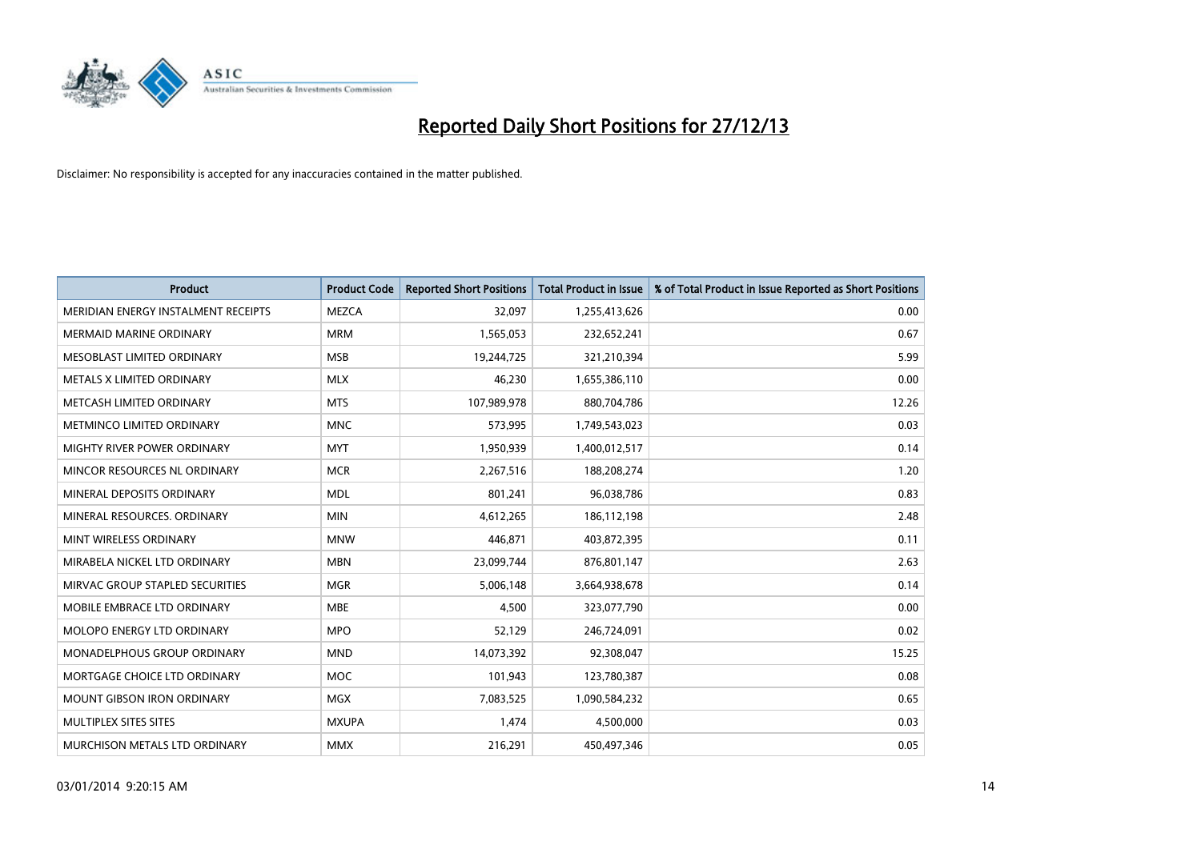# Reported Daily Short Positions for 27/12/13

Disclaimer: No responsibility is accepted for any inaccuracies contained in the matter published.

| Product | Product Code | Reported Short Positions | Total Product in Issue | % of Total Product in Issue Reported as Short Positions |
|---|---|---|---|---|
| MERIDIAN ENERGY INSTALMENT RECEIPTS | MEZCA | 32,097 | 1,255,413,626 | 0.00 |
| MERMAID MARINE ORDINARY | MRM | 1,565,053 | 232,652,241 | 0.67 |
| MESOBLAST LIMITED ORDINARY | MSB | 19,244,725 | 321,210,394 | 5.99 |
| METALS X LIMITED ORDINARY | MLX | 46,230 | 1,655,386,110 | 0.00 |
| METCASH LIMITED ORDINARY | MTS | 107,989,978 | 880,704,786 | 12.26 |
| METMINCO LIMITED ORDINARY | MNC | 573,995 | 1,749,543,023 | 0.03 |
| MIGHTY RIVER POWER ORDINARY | MYT | 1,950,939 | 1,400,012,517 | 0.14 |
| MINCOR RESOURCES NL ORDINARY | MCR | 2,267,516 | 188,208,274 | 1.20 |
| MINERAL DEPOSITS ORDINARY | MDL | 801,241 | 96,038,786 | 0.83 |
| MINERAL RESOURCES. ORDINARY | MIN | 4,612,265 | 186,112,198 | 2.48 |
| MINT WIRELESS ORDINARY | MNW | 446,871 | 403,872,395 | 0.11 |
| MIRABELA NICKEL LTD ORDINARY | MBN | 23,099,744 | 876,801,147 | 2.63 |
| MIRVAC GROUP STAPLED SECURITIES | MGR | 5,006,148 | 3,664,938,678 | 0.14 |
| MOBILE EMBRACE LTD ORDINARY | MBE | 4,500 | 323,077,790 | 0.00 |
| MOLOPO ENERGY LTD ORDINARY | MPO | 52,129 | 246,724,091 | 0.02 |
| MONADELPHOUS GROUP ORDINARY | MND | 14,073,392 | 92,308,047 | 15.25 |
| MORTGAGE CHOICE LTD ORDINARY | MOC | 101,943 | 123,780,387 | 0.08 |
| MOUNT GIBSON IRON ORDINARY | MGX | 7,083,525 | 1,090,584,232 | 0.65 |
| MULTIPLEX SITES SITES | MXUPA | 1,474 | 4,500,000 | 0.03 |
| MURCHISON METALS LTD ORDINARY | MMX | 216,291 | 450,497,346 | 0.05 |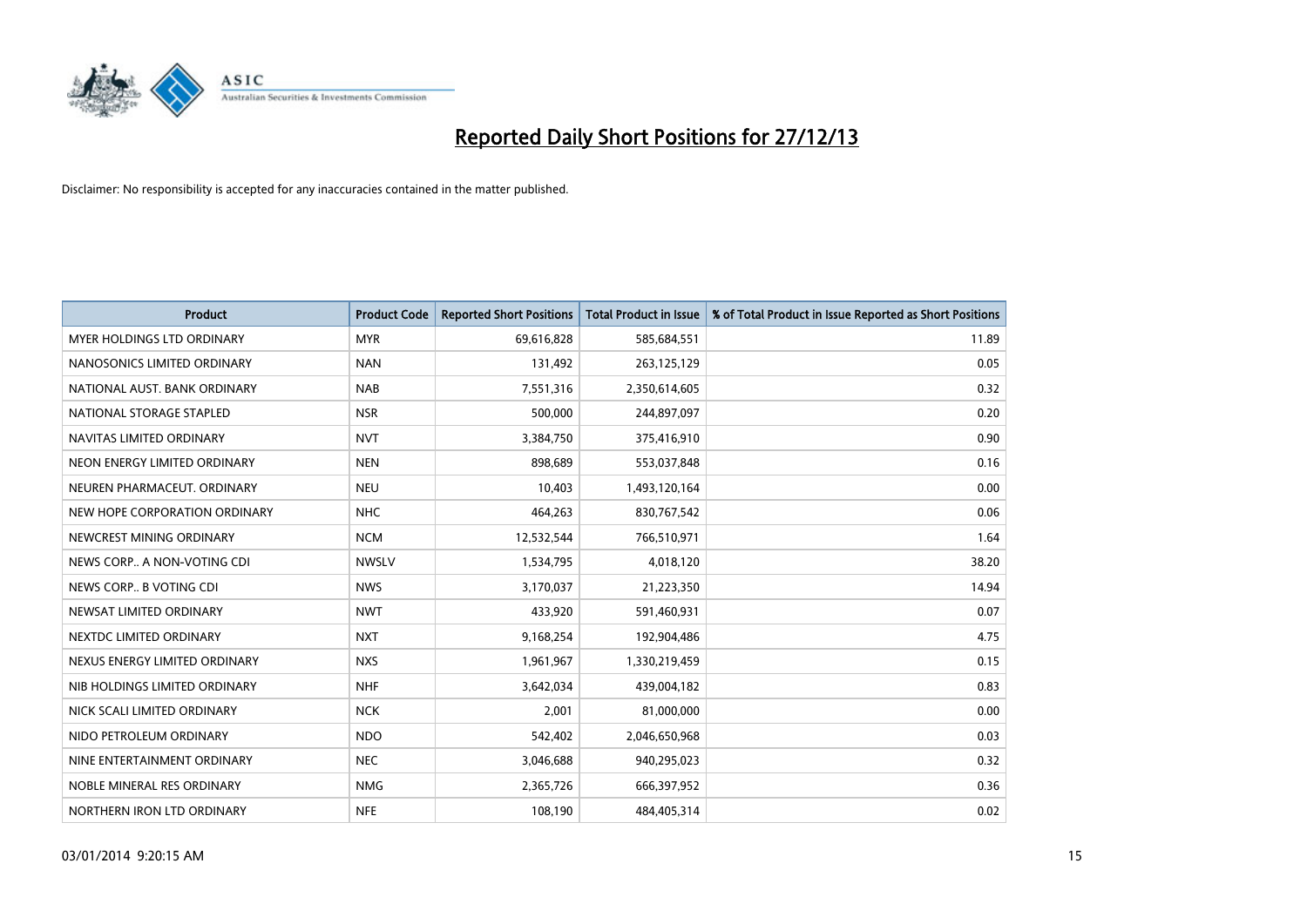# Reported Daily Short Positions for 27/12/13

Disclaimer: No responsibility is accepted for any inaccuracies contained in the matter published.

| Product | Product Code | Reported Short Positions | Total Product in Issue | % of Total Product in Issue Reported as Short Positions |
|---|---|---|---|---|
| MYER HOLDINGS LTD ORDINARY | MYR | 69,616,828 | 585,684,551 | 11.89 |
| NANOSONICS LIMITED ORDINARY | NAN | 131,492 | 263,125,129 | 0.05 |
| NATIONAL AUST. BANK ORDINARY | NAB | 7,551,316 | 2,350,614,605 | 0.32 |
| NATIONAL STORAGE STAPLED | NSR | 500,000 | 244,897,097 | 0.20 |
| NAVITAS LIMITED ORDINARY | NVT | 3,384,750 | 375,416,910 | 0.90 |
| NEON ENERGY LIMITED ORDINARY | NEN | 898,689 | 553,037,848 | 0.16 |
| NEUREN PHARMACEUT. ORDINARY | NEU | 10,403 | 1,493,120,164 | 0.00 |
| NEW HOPE CORPORATION ORDINARY | NHC | 464,263 | 830,767,542 | 0.06 |
| NEWCREST MINING ORDINARY | NCM | 12,532,544 | 766,510,971 | 1.64 |
| NEWS CORP.. A NON-VOTING CDI | NWSLV | 1,534,795 | 4,018,120 | 38.20 |
| NEWS CORP.. B VOTING CDI | NWS | 3,170,037 | 21,223,350 | 14.94 |
| NEWSAT LIMITED ORDINARY | NWT | 433,920 | 591,460,931 | 0.07 |
| NEXTDC LIMITED ORDINARY | NXT | 9,168,254 | 192,904,486 | 4.75 |
| NEXUS ENERGY LIMITED ORDINARY | NXS | 1,961,967 | 1,330,219,459 | 0.15 |
| NIB HOLDINGS LIMITED ORDINARY | NHF | 3,642,034 | 439,004,182 | 0.83 |
| NICK SCALI LIMITED ORDINARY | NCK | 2,001 | 81,000,000 | 0.00 |
| NIDO PETROLEUM ORDINARY | NDO | 542,402 | 2,046,650,968 | 0.03 |
| NINE ENTERTAINMENT ORDINARY | NEC | 3,046,688 | 940,295,023 | 0.32 |
| NOBLE MINERAL RES ORDINARY | NMG | 2,365,726 | 666,397,952 | 0.36 |
| NORTHERN IRON LTD ORDINARY | NFE | 108,190 | 484,405,314 | 0.02 |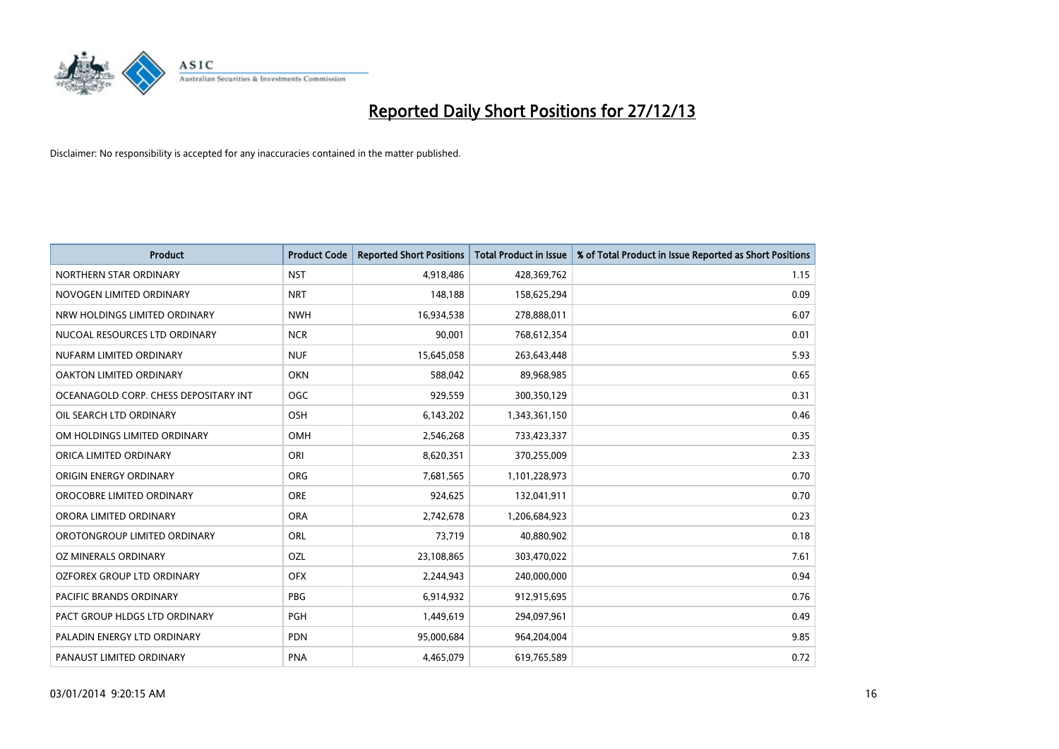# Reported Daily Short Positions for 27/12/13

Disclaimer: No responsibility is accepted for any inaccuracies contained in the matter published.

| Product | Product Code | Reported Short Positions | Total Product in Issue | % of Total Product in Issue Reported as Short Positions |
|---|---|---|---|---|
| NORTHERN STAR ORDINARY | NST | 4,918,486 | 428,369,762 | 1.15 |
| NOVOGEN LIMITED ORDINARY | NRT | 148,188 | 158,625,294 | 0.09 |
| NRW HOLDINGS LIMITED ORDINARY | NWH | 16,934,538 | 278,888,011 | 6.07 |
| NUCOAL RESOURCES LTD ORDINARY | NCR | 90,001 | 768,612,354 | 0.01 |
| NUFARM LIMITED ORDINARY | NUF | 15,645,058 | 263,643,448 | 5.93 |
| OAKTON LIMITED ORDINARY | OKN | 588,042 | 89,968,985 | 0.65 |
| OCEANAGOLD CORP. CHESS DEPOSITARY INT | OGC | 929,559 | 300,350,129 | 0.31 |
| OIL SEARCH LTD ORDINARY | OSH | 6,143,202 | 1,343,361,150 | 0.46 |
| OM HOLDINGS LIMITED ORDINARY | OMH | 2,546,268 | 733,423,337 | 0.35 |
| ORICA LIMITED ORDINARY | ORI | 8,620,351 | 370,255,009 | 2.33 |
| ORIGIN ENERGY ORDINARY | ORG | 7,681,565 | 1,101,228,973 | 0.70 |
| OROCOBRE LIMITED ORDINARY | ORE | 924,625 | 132,041,911 | 0.70 |
| ORORA LIMITED ORDINARY | ORA | 2,742,678 | 1,206,684,923 | 0.23 |
| OROTONGROUP LIMITED ORDINARY | ORL | 73,719 | 40,880,902 | 0.18 |
| OZ MINERALS ORDINARY | OZL | 23,108,865 | 303,470,022 | 7.61 |
| OZFOREX GROUP LTD ORDINARY | OFX | 2,244,943 | 240,000,000 | 0.94 |
| PACIFIC BRANDS ORDINARY | PBG | 6,914,932 | 912,915,695 | 0.76 |
| PACT GROUP HLDGS LTD ORDINARY | PGH | 1,449,619 | 294,097,961 | 0.49 |
| PALADIN ENERGY LTD ORDINARY | PDN | 95,000,684 | 964,204,004 | 9.85 |
| PANAUST LIMITED ORDINARY | PNA | 4,465,079 | 619,765,589 | 0.72 |

03/01/2014 9:20:15 AM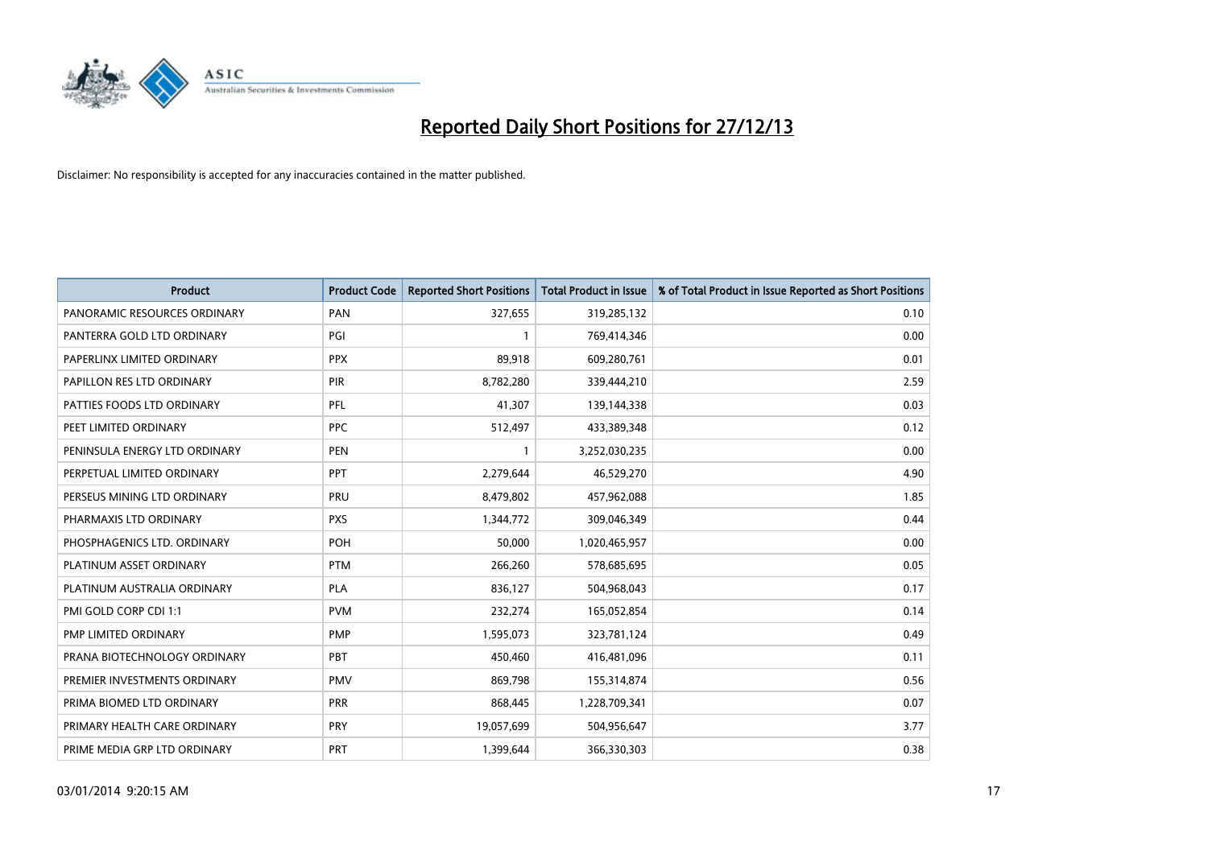# Reported Daily Short Positions for 27/12/13

Disclaimer: No responsibility is accepted for any inaccuracies contained in the matter published.

| Product | Product Code | Reported Short Positions | Total Product in Issue | % of Total Product in Issue Reported as Short Positions |
|---|---|---|---|---|
| PANORAMIC RESOURCES ORDINARY | PAN | 327,655 | 319,285,132 | 0.10 |
| PANTERRA GOLD LTD ORDINARY | PGI | 1 | 769,414,346 | 0.00 |
| PAPERLINX LIMITED ORDINARY | PPX | 89,918 | 609,280,761 | 0.01 |
| PAPILLON RES LTD ORDINARY | PIR | 8,782,280 | 339,444,210 | 2.59 |
| PATTIES FOODS LTD ORDINARY | PFL | 41,307 | 139,144,338 | 0.03 |
| PEET LIMITED ORDINARY | PPC | 512,497 | 433,389,348 | 0.12 |
| PENINSULA ENERGY LTD ORDINARY | PEN | 1 | 3,252,030,235 | 0.00 |
| PERPETUAL LIMITED ORDINARY | PPT | 2,279,644 | 46,529,270 | 4.90 |
| PERSEUS MINING LTD ORDINARY | PRU | 8,479,802 | 457,962,088 | 1.85 |
| PHARMAXIS LTD ORDINARY | PXS | 1,344,772 | 309,046,349 | 0.44 |
| PHOSPHAGENICS LTD. ORDINARY | POH | 50,000 | 1,020,465,957 | 0.00 |
| PLATINUM ASSET ORDINARY | PTM | 266,260 | 578,685,695 | 0.05 |
| PLATINUM AUSTRALIA ORDINARY | PLA | 836,127 | 504,968,043 | 0.17 |
| PMI GOLD CORP CDI 1:1 | PVM | 232,274 | 165,052,854 | 0.14 |
| PMP LIMITED ORDINARY | PMP | 1,595,073 | 323,781,124 | 0.49 |
| PRANA BIOTECHNOLOGY ORDINARY | PBT | 450,460 | 416,481,096 | 0.11 |
| PREMIER INVESTMENTS ORDINARY | PMV | 869,798 | 155,314,874 | 0.56 |
| PRIMA BIOMED LTD ORDINARY | PRR | 868,445 | 1,228,709,341 | 0.07 |
| PRIMARY HEALTH CARE ORDINARY | PRY | 19,057,699 | 504,956,647 | 3.77 |
| PRIME MEDIA GRP LTD ORDINARY | PRT | 1,399,644 | 366,330,303 | 0.38 |

03/01/2014 9:20:15 AM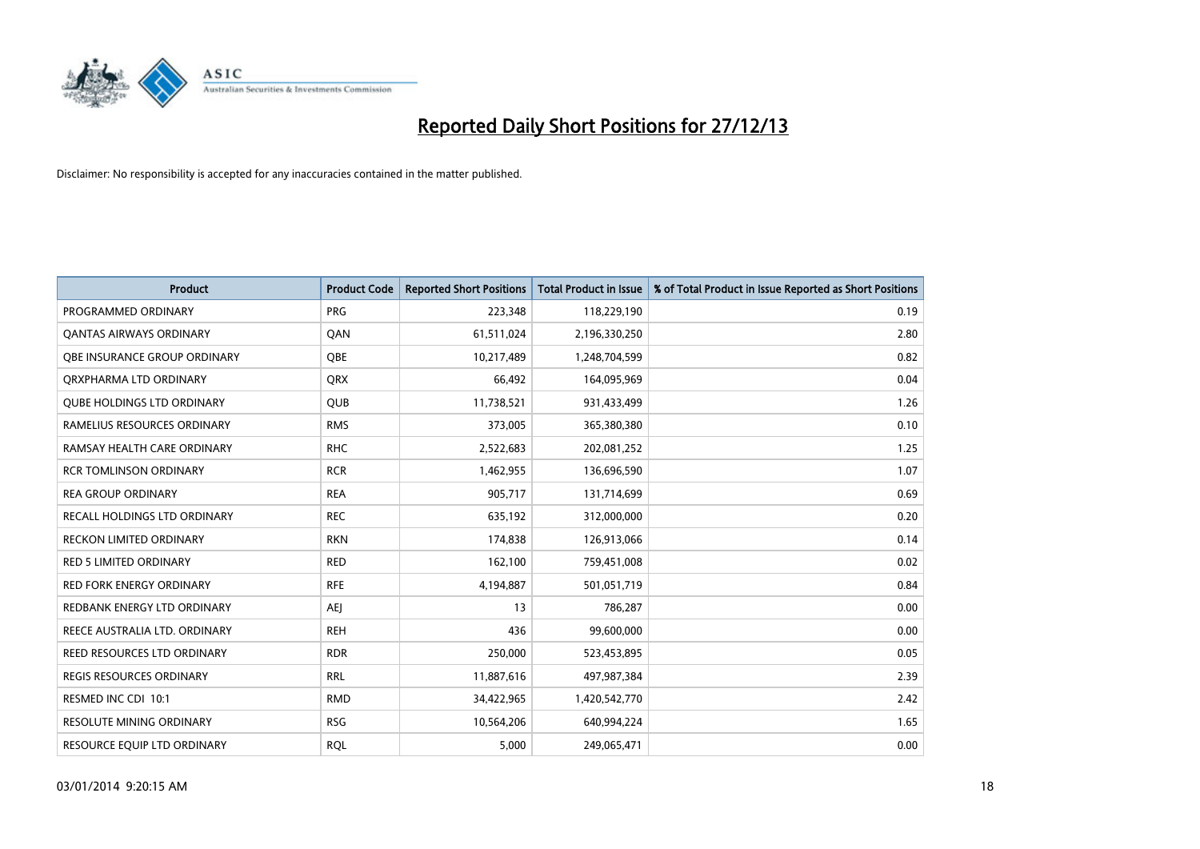# Reported Daily Short Positions for 27/12/13

Disclaimer: No responsibility is accepted for any inaccuracies contained in the matter published.

| Product | Product Code | Reported Short Positions | Total Product in Issue | % of Total Product in Issue Reported as Short Positions |
|---|---|---|---|---|
| PROGRAMMED ORDINARY | PRG | 223,348 | 118,229,190 | 0.19 |
| QANTAS AIRWAYS ORDINARY | QAN | 61,511,024 | 2,196,330,250 | 2.80 |
| QBE INSURANCE GROUP ORDINARY | QBE | 10,217,489 | 1,248,704,599 | 0.82 |
| QRXPHARMA LTD ORDINARY | QRX | 66,492 | 164,095,969 | 0.04 |
| QUBE HOLDINGS LTD ORDINARY | QUB | 11,738,521 | 931,433,499 | 1.26 |
| RAMELIUS RESOURCES ORDINARY | RMS | 373,005 | 365,380,380 | 0.10 |
| RAMSAY HEALTH CARE ORDINARY | RHC | 2,522,683 | 202,081,252 | 1.25 |
| RCR TOMLINSON ORDINARY | RCR | 1,462,955 | 136,696,590 | 1.07 |
| REA GROUP ORDINARY | REA | 905,717 | 131,714,699 | 0.69 |
| RECALL HOLDINGS LTD ORDINARY | REC | 635,192 | 312,000,000 | 0.20 |
| RECKON LIMITED ORDINARY | RKN | 174,838 | 126,913,066 | 0.14 |
| RED 5 LIMITED ORDINARY | RED | 162,100 | 759,451,008 | 0.02 |
| RED FORK ENERGY ORDINARY | RFE | 4,194,887 | 501,051,719 | 0.84 |
| REDBANK ENERGY LTD ORDINARY | AEJ | 13 | 786,287 | 0.00 |
| REECE AUSTRALIA LTD. ORDINARY | REH | 436 | 99,600,000 | 0.00 |
| REED RESOURCES LTD ORDINARY | RDR | 250,000 | 523,453,895 | 0.05 |
| REGIS RESOURCES ORDINARY | RRL | 11,887,616 | 497,987,384 | 2.39 |
| RESMED INC CDI 10:1 | RMD | 34,422,965 | 1,420,542,770 | 2.42 |
| RESOLUTE MINING ORDINARY | RSG | 10,564,206 | 640,994,224 | 1.65 |
| RESOURCE EQUIP LTD ORDINARY | RQL | 5,000 | 249,065,471 | 0.00 |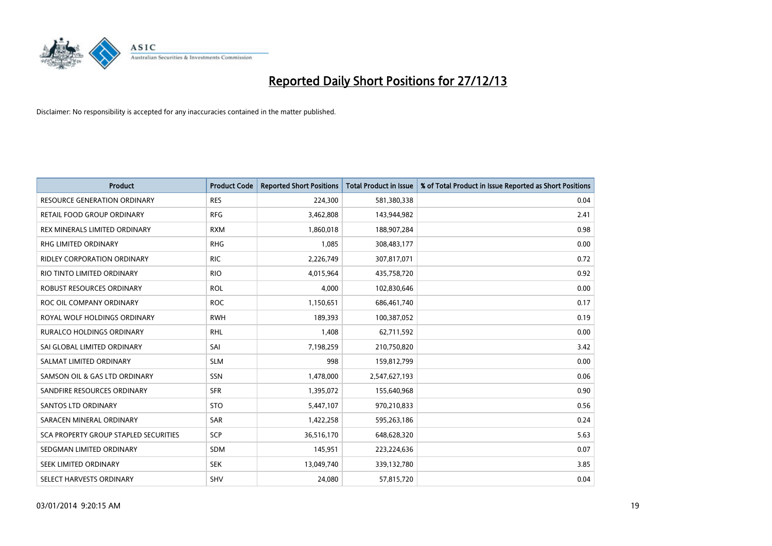# Reported Daily Short Positions for 27/12/13

Disclaimer: No responsibility is accepted for any inaccuracies contained in the matter published.

| Product | Product Code | Reported Short Positions | Total Product in Issue | % of Total Product in Issue Reported as Short Positions |
|---|---|---|---|---|
| RESOURCE GENERATION ORDINARY | RES | 224,300 | 581,380,338 | 0.04 |
| RETAIL FOOD GROUP ORDINARY | RFG | 3,462,808 | 143,944,982 | 2.41 |
| REX MINERALS LIMITED ORDINARY | RXM | 1,860,018 | 188,907,284 | 0.98 |
| RHG LIMITED ORDINARY | RHG | 1,085 | 308,483,177 | 0.00 |
| RIDLEY CORPORATION ORDINARY | RIC | 2,226,749 | 307,817,071 | 0.72 |
| RIO TINTO LIMITED ORDINARY | RIO | 4,015,964 | 435,758,720 | 0.92 |
| ROBUST RESOURCES ORDINARY | ROL | 4,000 | 102,830,646 | 0.00 |
| ROC OIL COMPANY ORDINARY | ROC | 1,150,651 | 686,461,740 | 0.17 |
| ROYAL WOLF HOLDINGS ORDINARY | RWH | 189,393 | 100,387,052 | 0.19 |
| RURALCO HOLDINGS ORDINARY | RHL | 1,408 | 62,711,592 | 0.00 |
| SAI GLOBAL LIMITED ORDINARY | SAI | 7,198,259 | 210,750,820 | 3.42 |
| SALMAT LIMITED ORDINARY | SLM | 998 | 159,812,799 | 0.00 |
| SAMSON OIL & GAS LTD ORDINARY | SSN | 1,478,000 | 2,547,627,193 | 0.06 |
| SANDFIRE RESOURCES ORDINARY | SFR | 1,395,072 | 155,640,968 | 0.90 |
| SANTOS LTD ORDINARY | STO | 5,447,107 | 970,210,833 | 0.56 |
| SARACEN MINERAL ORDINARY | SAR | 1,422,258 | 595,263,186 | 0.24 |
| SCA PROPERTY GROUP STAPLED SECURITIES | SCP | 36,516,170 | 648,628,320 | 5.63 |
| SEDGMAN LIMITED ORDINARY | SDM | 145,951 | 223,224,636 | 0.07 |
| SEEK LIMITED ORDINARY | SEK | 13,049,740 | 339,132,780 | 3.85 |
| SELECT HARVESTS ORDINARY | SHV | 24,080 | 57,815,720 | 0.04 |

03/01/2014 9:20:15 AM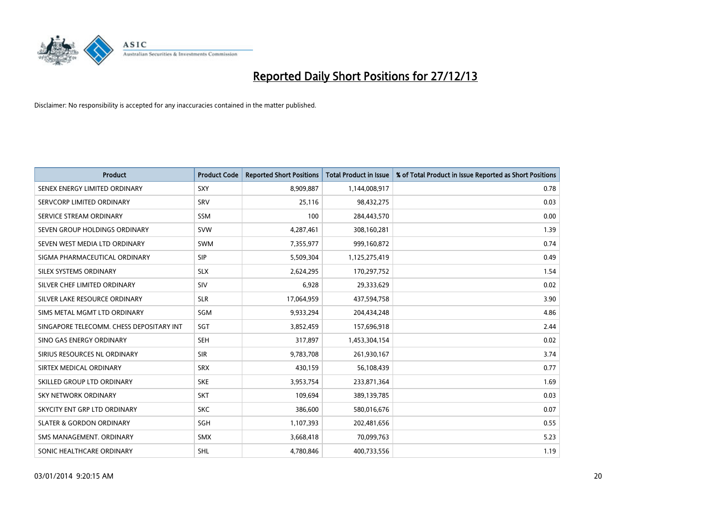# Reported Daily Short Positions for 27/12/13

Disclaimer: No responsibility is accepted for any inaccuracies contained in the matter published.

| Product | Product Code | Reported Short Positions | Total Product in Issue | % of Total Product in Issue Reported as Short Positions |
|---|---|---|---|---|
| SENEX ENERGY LIMITED ORDINARY | SXY | 8,909,887 | 1,144,008,917 | 0.78 |
| SERVCORP LIMITED ORDINARY | SRV | 25,116 | 98,432,275 | 0.03 |
| SERVICE STREAM ORDINARY | SSM | 100 | 284,443,570 | 0.00 |
| SEVEN GROUP HOLDINGS ORDINARY | SVW | 4,287,461 | 308,160,281 | 1.39 |
| SEVEN WEST MEDIA LTD ORDINARY | SWM | 7,355,977 | 999,160,872 | 0.74 |
| SIGMA PHARMACEUTICAL ORDINARY | SIP | 5,509,304 | 1,125,275,419 | 0.49 |
| SILEX SYSTEMS ORDINARY | SLX | 2,624,295 | 170,297,752 | 1.54 |
| SILVER CHEF LIMITED ORDINARY | SIV | 6,928 | 29,333,629 | 0.02 |
| SILVER LAKE RESOURCE ORDINARY | SLR | 17,064,959 | 437,594,758 | 3.90 |
| SIMS METAL MGMT LTD ORDINARY | SGM | 9,933,294 | 204,434,248 | 4.86 |
| SINGAPORE TELECOMM. CHESS DEPOSITARY INT | SGT | 3,852,459 | 157,696,918 | 2.44 |
| SINO GAS ENERGY ORDINARY | SEH | 317,897 | 1,453,304,154 | 0.02 |
| SIRIUS RESOURCES NL ORDINARY | SIR | 9,783,708 | 261,930,167 | 3.74 |
| SIRTEX MEDICAL ORDINARY | SRX | 430,159 | 56,108,439 | 0.77 |
| SKILLED GROUP LTD ORDINARY | SKE | 3,953,754 | 233,871,364 | 1.69 |
| SKY NETWORK ORDINARY | SKT | 109,694 | 389,139,785 | 0.03 |
| SKYCITY ENT GRP LTD ORDINARY | SKC | 386,600 | 580,016,676 | 0.07 |
| SLATER & GORDON ORDINARY | SGH | 1,107,393 | 202,481,656 | 0.55 |
| SMS MANAGEMENT. ORDINARY | SMX | 3,668,418 | 70,099,763 | 5.23 |
| SONIC HEALTHCARE ORDINARY | SHL | 4,780,846 | 400,733,556 | 1.19 |

03/01/2014 9:20:15 AM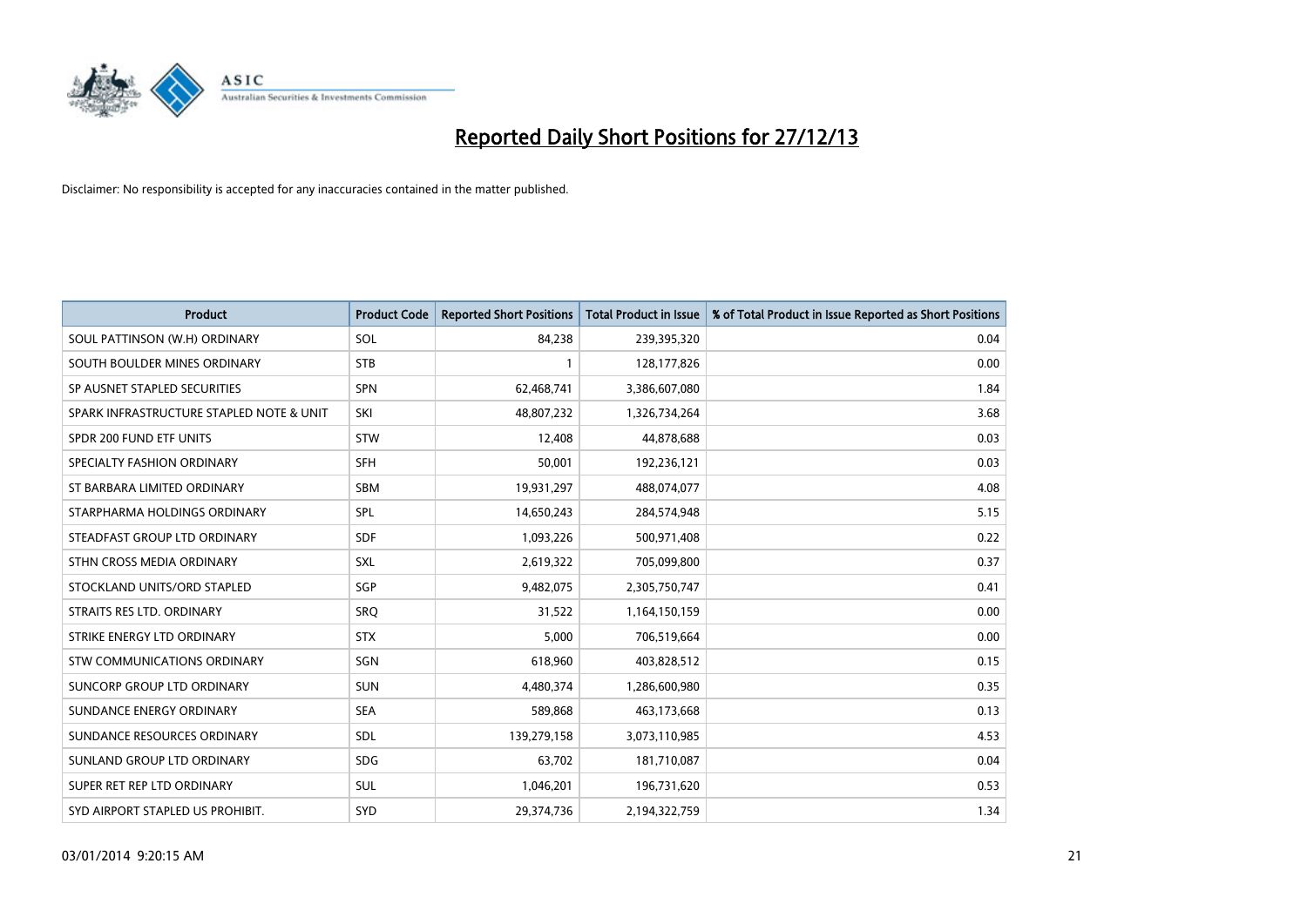# Reported Daily Short Positions for 27/12/13

Disclaimer: No responsibility is accepted for any inaccuracies contained in the matter published.

| Product | Product Code | Reported Short Positions | Total Product in Issue | % of Total Product in Issue Reported as Short Positions |
|---|---|---|---|---|
| SOUL PATTINSON (W.H) ORDINARY | SOL | 84,238 | 239,395,320 | 0.04 |
| SOUTH BOULDER MINES ORDINARY | STB | 1 | 128,177,826 | 0.00 |
| SP AUSNET STAPLED SECURITIES | SPN | 62,468,741 | 3,386,607,080 | 1.84 |
| SPARK INFRASTRUCTURE STAPLED NOTE & UNIT | SKI | 48,807,232 | 1,326,734,264 | 3.68 |
| SPDR 200 FUND ETF UNITS | STW | 12,408 | 44,878,688 | 0.03 |
| SPECIALTY FASHION ORDINARY | SFH | 50,001 | 192,236,121 | 0.03 |
| ST BARBARA LIMITED ORDINARY | SBM | 19,931,297 | 488,074,077 | 4.08 |
| STARPHARMA HOLDINGS ORDINARY | SPL | 14,650,243 | 284,574,948 | 5.15 |
| STEADFAST GROUP LTD ORDINARY | SDF | 1,093,226 | 500,971,408 | 0.22 |
| STHN CROSS MEDIA ORDINARY | SXL | 2,619,322 | 705,099,800 | 0.37 |
| STOCKLAND UNITS/ORD STAPLED | SGP | 9,482,075 | 2,305,750,747 | 0.41 |
| STRAITS RES LTD. ORDINARY | SRQ | 31,522 | 1,164,150,159 | 0.00 |
| STRIKE ENERGY LTD ORDINARY | STX | 5,000 | 706,519,664 | 0.00 |
| STW COMMUNICATIONS ORDINARY | SGN | 618,960 | 403,828,512 | 0.15 |
| SUNCORP GROUP LTD ORDINARY | SUN | 4,480,374 | 1,286,600,980 | 0.35 |
| SUNDANCE ENERGY ORDINARY | SEA | 589,868 | 463,173,668 | 0.13 |
| SUNDANCE RESOURCES ORDINARY | SDL | 139,279,158 | 3,073,110,985 | 4.53 |
| SUNLAND GROUP LTD ORDINARY | SDG | 63,702 | 181,710,087 | 0.04 |
| SUPER RET REP LTD ORDINARY | SUL | 1,046,201 | 196,731,620 | 0.53 |
| SYD AIRPORT STAPLED US PROHIBIT. | SYD | 29,374,736 | 2,194,322,759 | 1.34 |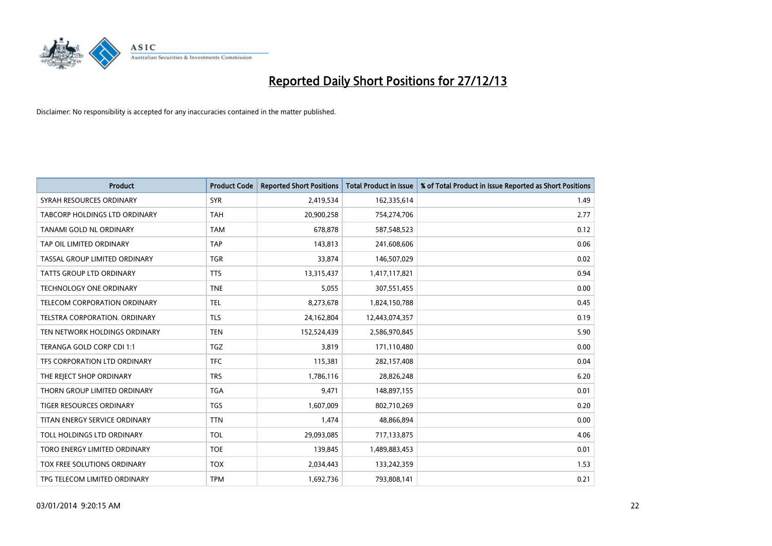# Reported Daily Short Positions for 27/12/13

Disclaimer: No responsibility is accepted for any inaccuracies contained in the matter published.

| Product | Product Code | Reported Short Positions | Total Product in Issue | % of Total Product in Issue Reported as Short Positions |
| --- | --- | --- | --- | --- |
| SYRAH RESOURCES ORDINARY | SYR | 2,419,534 | 162,335,614 | 1.49 |
| TABCORP HOLDINGS LTD ORDINARY | TAH | 20,900,258 | 754,274,706 | 2.77 |
| TANAMI GOLD NL ORDINARY | TAM | 678,878 | 587,548,523 | 0.12 |
| TAP OIL LIMITED ORDINARY | TAP | 143,813 | 241,608,606 | 0.06 |
| TASSAL GROUP LIMITED ORDINARY | TGR | 33,874 | 146,507,029 | 0.02 |
| TATTS GROUP LTD ORDINARY | TTS | 13,315,437 | 1,417,117,821 | 0.94 |
| TECHNOLOGY ONE ORDINARY | TNE | 5,055 | 307,551,455 | 0.00 |
| TELECOM CORPORATION ORDINARY | TEL | 8,273,678 | 1,824,150,788 | 0.45 |
| TELSTRA CORPORATION. ORDINARY | TLS | 24,162,804 | 12,443,074,357 | 0.19 |
| TEN NETWORK HOLDINGS ORDINARY | TEN | 152,524,439 | 2,586,970,845 | 5.90 |
| TERANGA GOLD CORP CDI 1:1 | TGZ | 3,819 | 171,110,480 | 0.00 |
| TFS CORPORATION LTD ORDINARY | TFC | 115,381 | 282,157,408 | 0.04 |
| THE REJECT SHOP ORDINARY | TRS | 1,786,116 | 28,826,248 | 6.20 |
| THORN GROUP LIMITED ORDINARY | TGA | 9,471 | 148,897,155 | 0.01 |
| TIGER RESOURCES ORDINARY | TGS | 1,607,009 | 802,710,269 | 0.20 |
| TITAN ENERGY SERVICE ORDINARY | TTN | 1,474 | 48,866,894 | 0.00 |
| TOLL HOLDINGS LTD ORDINARY | TOL | 29,093,085 | 717,133,875 | 4.06 |
| TORO ENERGY LIMITED ORDINARY | TOE | 139,845 | 1,489,883,453 | 0.01 |
| TOX FREE SOLUTIONS ORDINARY | TOX | 2,034,443 | 133,242,359 | 1.53 |
| TPG TELECOM LIMITED ORDINARY | TPM | 1,692,736 | 793,808,141 | 0.21 |

03/01/2014 9:20:15 AM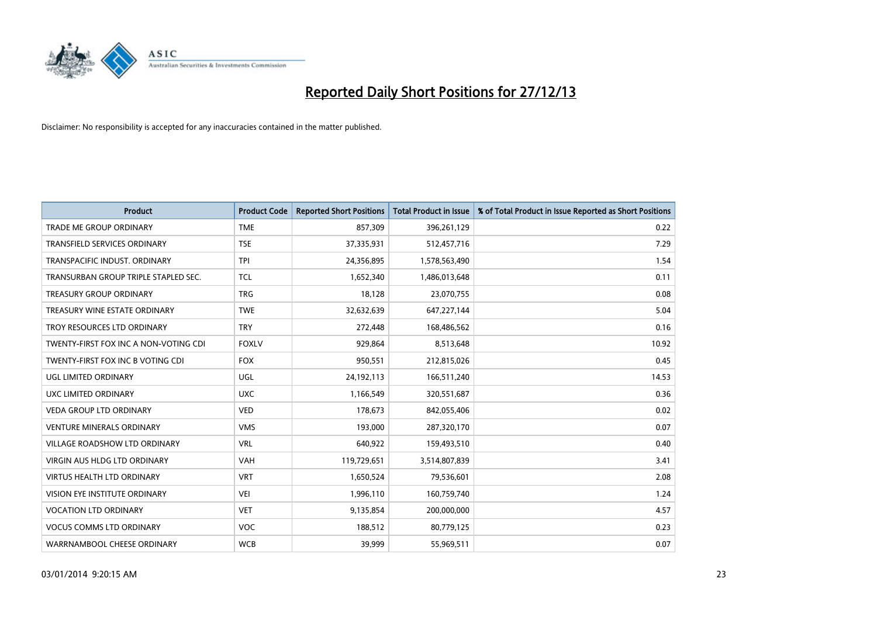# Reported Daily Short Positions for 27/12/13

Disclaimer: No responsibility is accepted for any inaccuracies contained in the matter published.

| Product | Product Code | Reported Short Positions | Total Product in Issue | % of Total Product in Issue Reported as Short Positions |
|---|---|---|---|---|
| TRADE ME GROUP ORDINARY | TME | 857,309 | 396,261,129 | 0.22 |
| TRANSFIELD SERVICES ORDINARY | TSE | 37,335,931 | 512,457,716 | 7.29 |
| TRANSPACIFIC INDUST. ORDINARY | TPI | 24,356,895 | 1,578,563,490 | 1.54 |
| TRANSURBAN GROUP TRIPLE STAPLED SEC. | TCL | 1,652,340 | 1,486,013,648 | 0.11 |
| TREASURY GROUP ORDINARY | TRG | 18,128 | 23,070,755 | 0.08 |
| TREASURY WINE ESTATE ORDINARY | TWE | 32,632,639 | 647,227,144 | 5.04 |
| TROY RESOURCES LTD ORDINARY | TRY | 272,448 | 168,486,562 | 0.16 |
| TWENTY-FIRST FOX INC A NON-VOTING CDI | FOXLV | 929,864 | 8,513,648 | 10.92 |
| TWENTY-FIRST FOX INC B VOTING CDI | FOX | 950,551 | 212,815,026 | 0.45 |
| UGL LIMITED ORDINARY | UGL | 24,192,113 | 166,511,240 | 14.53 |
| UXC LIMITED ORDINARY | UXC | 1,166,549 | 320,551,687 | 0.36 |
| VEDA GROUP LTD ORDINARY | VED | 178,673 | 842,055,406 | 0.02 |
| VENTURE MINERALS ORDINARY | VMS | 193,000 | 287,320,170 | 0.07 |
| VILLAGE ROADSHOW LTD ORDINARY | VRL | 640,922 | 159,493,510 | 0.40 |
| VIRGIN AUS HLDG LTD ORDINARY | VAH | 119,729,651 | 3,514,807,839 | 3.41 |
| VIRTUS HEALTH LTD ORDINARY | VRT | 1,650,524 | 79,536,601 | 2.08 |
| VISION EYE INSTITUTE ORDINARY | VEI | 1,996,110 | 160,759,740 | 1.24 |
| VOCATION LTD ORDINARY | VET | 9,135,854 | 200,000,000 | 4.57 |
| VOCUS COMMS LTD ORDINARY | VOC | 188,512 | 80,779,125 | 0.23 |
| WARRNAMBOOL CHEESE ORDINARY | WCB | 39,999 | 55,969,511 | 0.07 |

03/01/2014 9:20:15 AM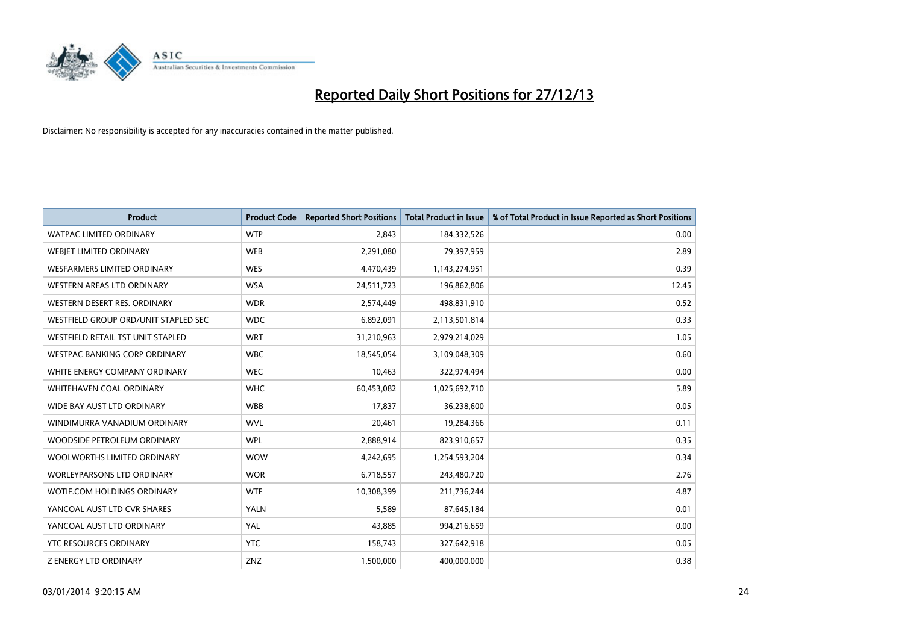# Reported Daily Short Positions for 27/12/13

Disclaimer: No responsibility is accepted for any inaccuracies contained in the matter published.

| Product | Product Code | Reported Short Positions | Total Product in Issue | % of Total Product in Issue Reported as Short Positions |
|---|---|---|---|---|
| WATPAC LIMITED ORDINARY | WTP | 2,843 | 184,332,526 | 0.00 |
| WEBJET LIMITED ORDINARY | WEB | 2,291,080 | 79,397,959 | 2.89 |
| WESFARMERS LIMITED ORDINARY | WES | 4,470,439 | 1,143,274,951 | 0.39 |
| WESTERN AREAS LTD ORDINARY | WSA | 24,511,723 | 196,862,806 | 12.45 |
| WESTERN DESERT RES. ORDINARY | WDR | 2,574,449 | 498,831,910 | 0.52 |
| WESTFIELD GROUP ORD/UNIT STAPLED SEC | WDC | 6,892,091 | 2,113,501,814 | 0.33 |
| WESTFIELD RETAIL TST UNIT STAPLED | WRT | 31,210,963 | 2,979,214,029 | 1.05 |
| WESTPAC BANKING CORP ORDINARY | WBC | 18,545,054 | 3,109,048,309 | 0.60 |
| WHITE ENERGY COMPANY ORDINARY | WEC | 10,463 | 322,974,494 | 0.00 |
| WHITEHAVEN COAL ORDINARY | WHC | 60,453,082 | 1,025,692,710 | 5.89 |
| WIDE BAY AUST LTD ORDINARY | WBB | 17,837 | 36,238,600 | 0.05 |
| WINDIMURRA VANADIUM ORDINARY | WVL | 20,461 | 19,284,366 | 0.11 |
| WOODSIDE PETROLEUM ORDINARY | WPL | 2,888,914 | 823,910,657 | 0.35 |
| WOOLWORTHS LIMITED ORDINARY | WOW | 4,242,695 | 1,254,593,204 | 0.34 |
| WORLEYPARSONS LTD ORDINARY | WOR | 6,718,557 | 243,480,720 | 2.76 |
| WOTIF.COM HOLDINGS ORDINARY | WTF | 10,308,399 | 211,736,244 | 4.87 |
| YANCOAL AUST LTD CVR SHARES | YALN | 5,589 | 87,645,184 | 0.01 |
| YANCOAL AUST LTD ORDINARY | YAL | 43,885 | 994,216,659 | 0.00 |
| YTC RESOURCES ORDINARY | YTC | 158,743 | 327,642,918 | 0.05 |
| Z ENERGY LTD ORDINARY | ZNZ | 1,500,000 | 400,000,000 | 0.38 |

03/01/2014 9:20:15 AM